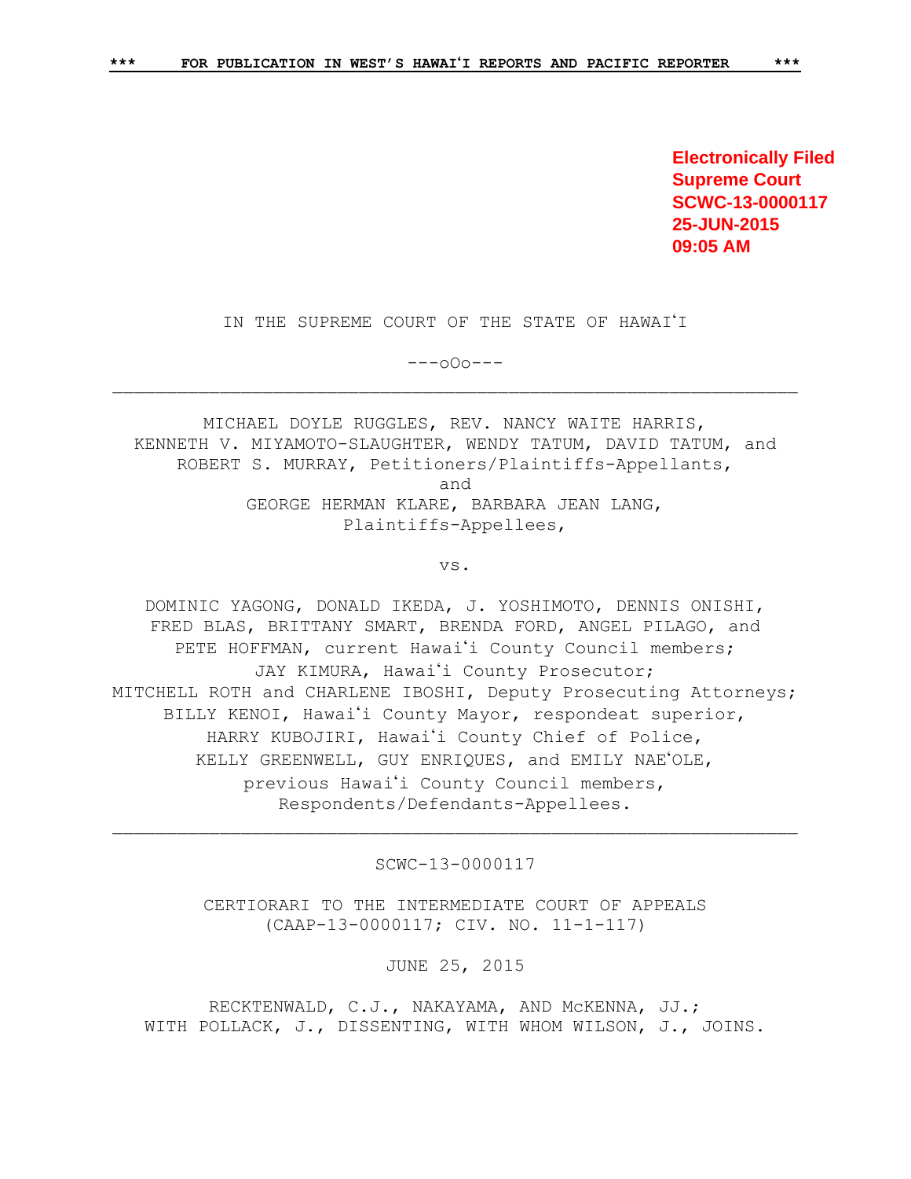Electronically Filed
Supreme Court
SCWC-13-0000117
25-JUN-2015
09:05 AM

IN THE SUPREME COURT OF THE STATE OF HAWAIʻI

---oOo---

---

MICHAEL DOYLE RUGGLES, REV. NANCY WAITE HARRIS, KENNETH V. MIYAMOTO-SLAUGHTER, WENDY TATUM, DAVID TATUM, and ROBERT S. MURRAY, Petitioners/Plaintiffs-Appellants,
and
GEORGE HERMAN KLARE, BARBARA JEAN LANG,
Plaintiffs-Appellees,

vs.

DOMINIC YAGONG, DONALD IKEDA, J. YOSHIMOTO, DENNIS ONISHI, FRED BLAS, BRITTANY SMART, BRENDA FORD, ANGEL PILAGO, and PETE HOFFMAN, current Hawaiʻi County Council members;
JAY KIMURA, Hawaiʻi County Prosecutor;
MITCHELL ROTH and CHARLENE IBOSHI, Deputy Prosecuting Attorneys;
BILLY KENOI, Hawaiʻi County Mayor, respondeat superior,
HARRY KUBOJIRI, Hawaiʻi County Chief of Police,
KELLY GREENWELL, GUY ENRIQUES, and EMILY NAEʻOLE,
previous Hawaiʻi County Council members,
Respondents/Defendants-Appellees.

---

SCWC-13-0000117

CERTIORARI TO THE INTERMEDIATE COURT OF APPEALS
(CAAP-13-0000117; CIV. NO. 11-1-117)

JUNE 25, 2015

RECKTENWALD, C.J., NAKAYAMA, AND McKENNA, JJ.;
WITH POLLACK, J., DISSENTING, WITH WHOM WILSON, J., JOINS.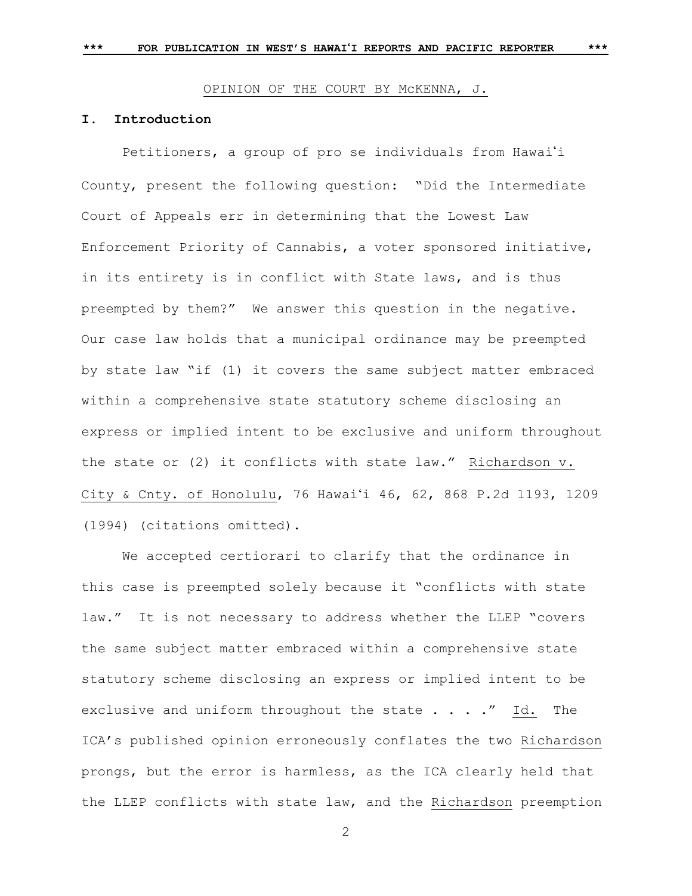OPINION OF THE COURT BY McKENNA, J.

## I. Introduction

Petitioners, a group of pro se individuals from Hawaiʻi County, present the following question: "Did the Intermediate Court of Appeals err in determining that the Lowest Law Enforcement Priority of Cannabis, a voter sponsored initiative, in its entirety is in conflict with State laws, and is thus preempted by them?" We answer this question in the negative. Our case law holds that a municipal ordinance may be preempted by state law "if (1) it covers the same subject matter embraced within a comprehensive state statutory scheme disclosing an express or implied intent to be exclusive and uniform throughout the state or (2) it conflicts with state law." Richardson v. City & Cnty. of Honolulu, 76 Hawaiʻi 46, 62, 868 P.2d 1193, 1209 (1994) (citations omitted).

We accepted certiorari to clarify that the ordinance in this case is preempted solely because it "conflicts with state law." It is not necessary to address whether the LLEP "covers the same subject matter embraced within a comprehensive state statutory scheme disclosing an express or implied intent to be exclusive and uniform throughout the state . . . ." Id. The ICA's published opinion erroneously conflates the two Richardson prongs, but the error is harmless, as the ICA clearly held that the LLEP conflicts with state law, and the Richardson preemption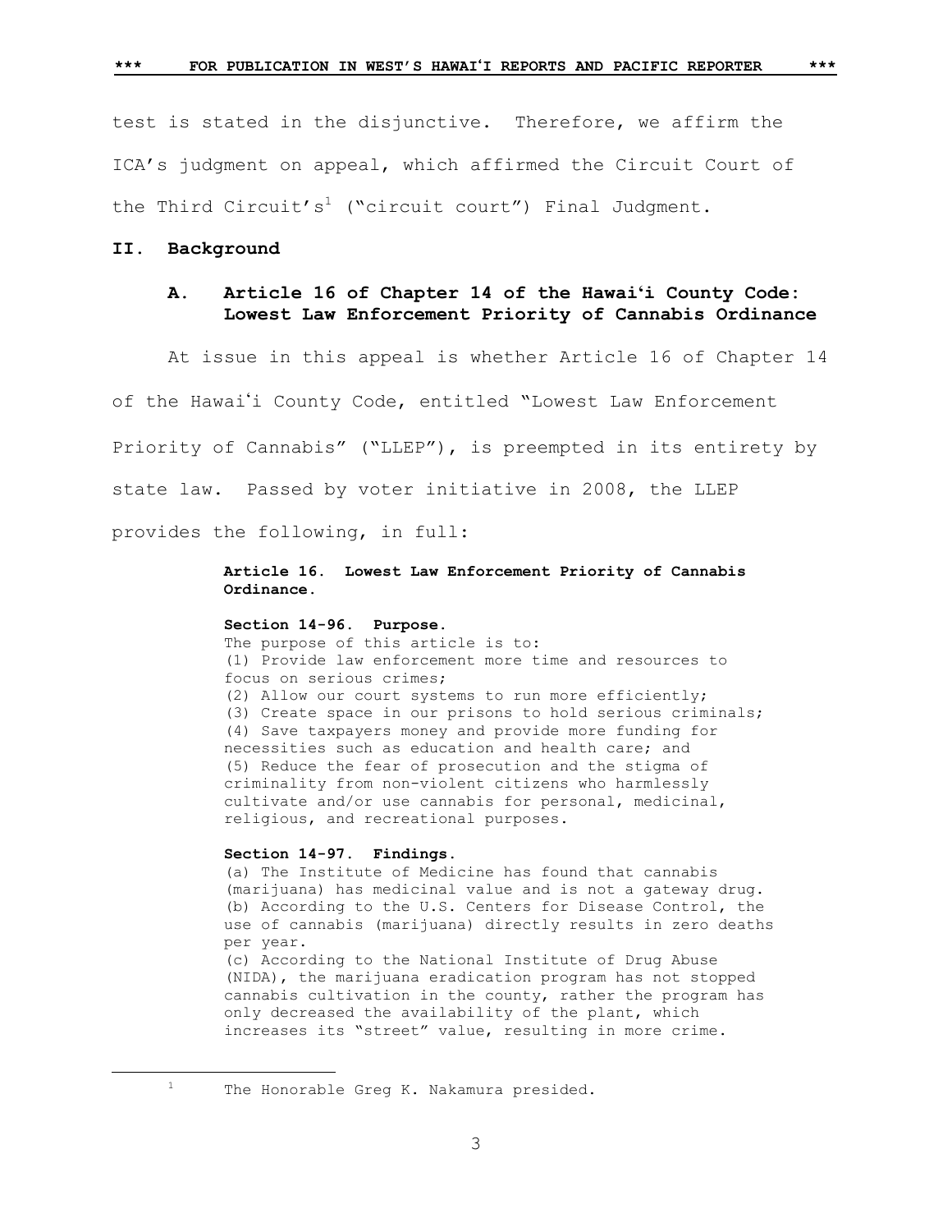test is stated in the disjunctive. Therefore, we affirm the ICA's judgment on appeal, which affirmed the Circuit Court of the Third Circuit's[1] ("circuit court") Final Judgment.

## II. Background

### A. Article 16 of Chapter 14 of the Hawaiʻi County Code: Lowest Law Enforcement Priority of Cannabis Ordinance

At issue in this appeal is whether Article 16 of Chapter 14 of the Hawaiʻi County Code, entitled "Lowest Law Enforcement Priority of Cannabis" ("LLEP"), is preempted in its entirety by state law. Passed by voter initiative in 2008, the LLEP provides the following, in full:

> **Article 16. Lowest Law Enforcement Priority of Cannabis Ordinance.**
>
> **Section 14-96. Purpose.**
> The purpose of this article is to:
> (1) Provide law enforcement more time and resources to focus on serious crimes;
> (2) Allow our court systems to run more efficiently;
> (3) Create space in our prisons to hold serious criminals;
> (4) Save taxpayers money and provide more funding for necessities such as education and health care; and
> (5) Reduce the fear of prosecution and the stigma of criminality from non-violent citizens who harmlessly cultivate and/or use cannabis for personal, medicinal, religious, and recreational purposes.
>
> **Section 14-97. Findings.**
> (a) The Institute of Medicine has found that cannabis (marijuana) has medicinal value and is not a gateway drug.
> (b) According to the U.S. Centers for Disease Control, the use of cannabis (marijuana) directly results in zero deaths per year.
> (c) According to the National Institute of Drug Abuse (NIDA), the marijuana eradication program has not stopped cannabis cultivation in the county, rather the program has only decreased the availability of the plant, which increases its "street" value, resulting in more crime.

---

[1] The Honorable Greg K. Nakamura presided.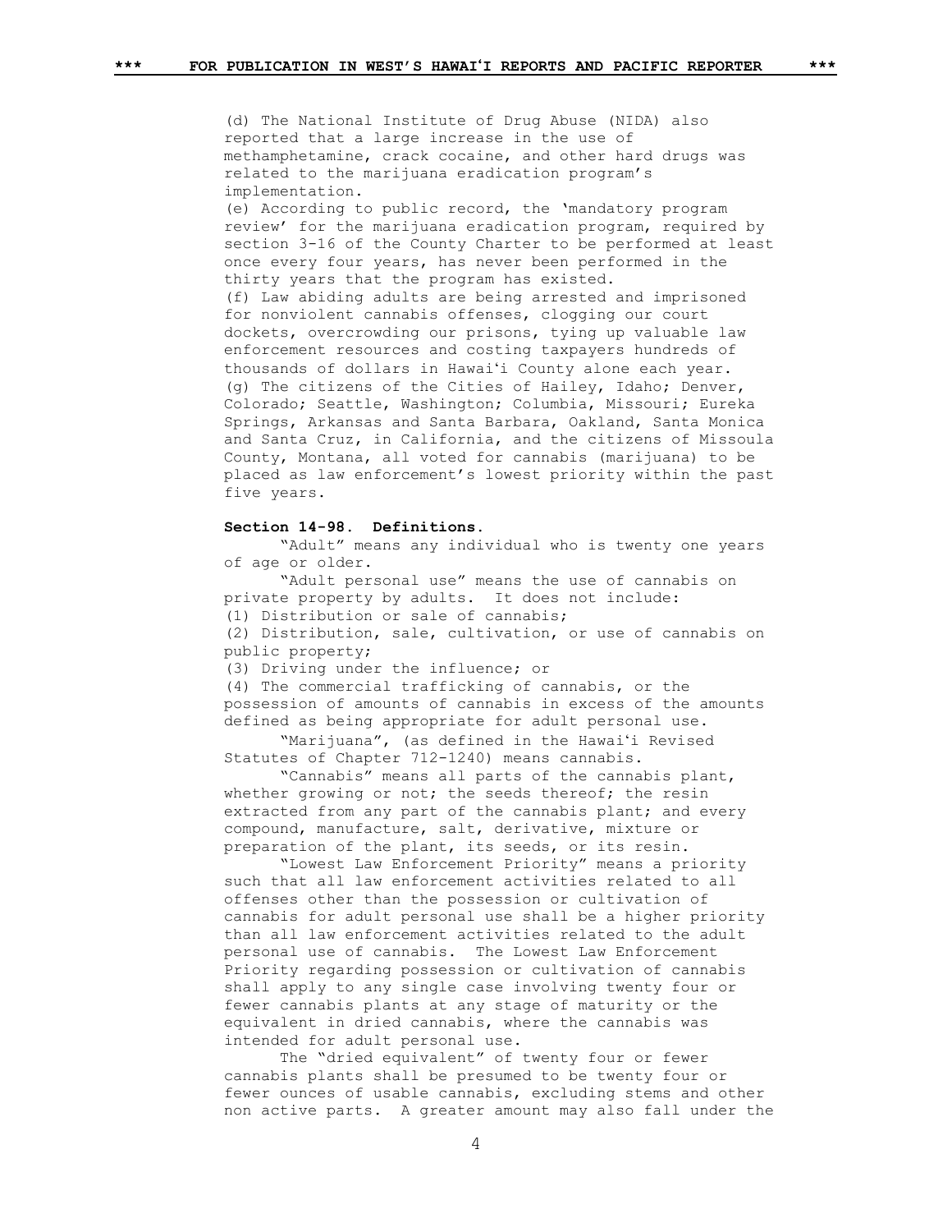(d) The National Institute of Drug Abuse (NIDA) also reported that a large increase in the use of methamphetamine, crack cocaine, and other hard drugs was related to the marijuana eradication program's implementation.

(e) According to public record, the 'mandatory program review' for the marijuana eradication program, required by section 3-16 of the County Charter to be performed at least once every four years, has never been performed in the thirty years that the program has existed.

(f) Law abiding adults are being arrested and imprisoned for nonviolent cannabis offenses, clogging our court dockets, overcrowding our prisons, tying up valuable law enforcement resources and costing taxpayers hundreds of thousands of dollars in Hawaiʻi County alone each year.

(g) The citizens of the Cities of Hailey, Idaho; Denver, Colorado; Seattle, Washington; Columbia, Missouri; Eureka Springs, Arkansas and Santa Barbara, Oakland, Santa Monica and Santa Cruz, in California, and the citizens of Missoula County, Montana, all voted for cannabis (marijuana) to be placed as law enforcement's lowest priority within the past five years.

**Section 14-98. Definitions.**

"Adult" means any individual who is twenty one years of age or older.

"Adult personal use" means the use of cannabis on private property by adults. It does not include:
(1) Distribution or sale of cannabis;
(2) Distribution, sale, cultivation, or use of cannabis on public property;
(3) Driving under the influence; or
(4) The commercial trafficking of cannabis, or the possession of amounts of cannabis in excess of the amounts defined as being appropriate for adult personal use.

"Marijuana", (as defined in the Hawaiʻi Revised Statutes of Chapter 712-1240) means cannabis.

"Cannabis" means all parts of the cannabis plant, whether growing or not; the seeds thereof; the resin extracted from any part of the cannabis plant; and every compound, manufacture, salt, derivative, mixture or preparation of the plant, its seeds, or its resin.

"Lowest Law Enforcement Priority" means a priority such that all law enforcement activities related to all offenses other than the possession or cultivation of cannabis for adult personal use shall be a higher priority than all law enforcement activities related to the adult personal use of cannabis. The Lowest Law Enforcement Priority regarding possession or cultivation of cannabis shall apply to any single case involving twenty four or fewer cannabis plants at any stage of maturity or the equivalent in dried cannabis, where the cannabis was intended for adult personal use.

The "dried equivalent" of twenty four or fewer cannabis plants shall be presumed to be twenty four or fewer ounces of usable cannabis, excluding stems and other non active parts. A greater amount may also fall under the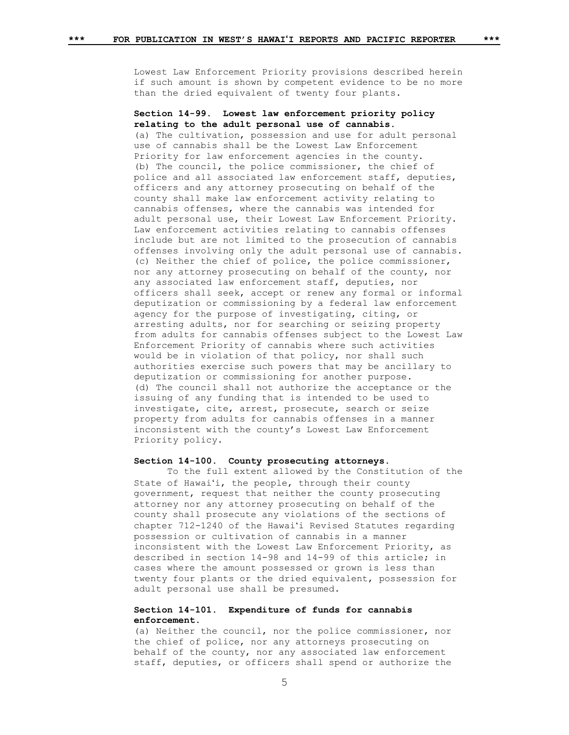Lowest Law Enforcement Priority provisions described herein if such amount is shown by competent evidence to be no more than the dried equivalent of twenty four plants.

**Section 14-99. Lowest law enforcement priority policy relating to the adult personal use of cannabis.**

(a) The cultivation, possession and use for adult personal use of cannabis shall be the Lowest Law Enforcement Priority for law enforcement agencies in the county.

(b) The council, the police commissioner, the chief of police and all associated law enforcement staff, deputies, officers and any attorney prosecuting on behalf of the county shall make law enforcement activity relating to cannabis offenses, where the cannabis was intended for adult personal use, their Lowest Law Enforcement Priority. Law enforcement activities relating to cannabis offenses include but are not limited to the prosecution of cannabis offenses involving only the adult personal use of cannabis.

(c) Neither the chief of police, the police commissioner, nor any attorney prosecuting on behalf of the county, nor any associated law enforcement staff, deputies, nor officers shall seek, accept or renew any formal or informal deputization or commissioning by a federal law enforcement agency for the purpose of investigating, citing, or arresting adults, nor for searching or seizing property from adults for cannabis offenses subject to the Lowest Law Enforcement Priority of cannabis where such activities would be in violation of that policy, nor shall such authorities exercise such powers that may be ancillary to deputization or commissioning for another purpose.

(d) The council shall not authorize the acceptance or the issuing of any funding that is intended to be used to investigate, cite, arrest, prosecute, search or seize property from adults for cannabis offenses in a manner inconsistent with the county's Lowest Law Enforcement Priority policy.

**Section 14-100. County prosecuting attorneys.**

To the full extent allowed by the Constitution of the State of Hawaiʻi, the people, through their county government, request that neither the county prosecuting attorney nor any attorney prosecuting on behalf of the county shall prosecute any violations of the sections of chapter 712-1240 of the Hawaiʻi Revised Statutes regarding possession or cultivation of cannabis in a manner inconsistent with the Lowest Law Enforcement Priority, as described in section 14-98 and 14-99 of this article; in cases where the amount possessed or grown is less than twenty four plants or the dried equivalent, possession for adult personal use shall be presumed.

**Section 14-101. Expenditure of funds for cannabis enforcement.**

(a) Neither the council, nor the police commissioner, nor the chief of police, nor any attorneys prosecuting on behalf of the county, nor any associated law enforcement staff, deputies, or officers shall spend or authorize the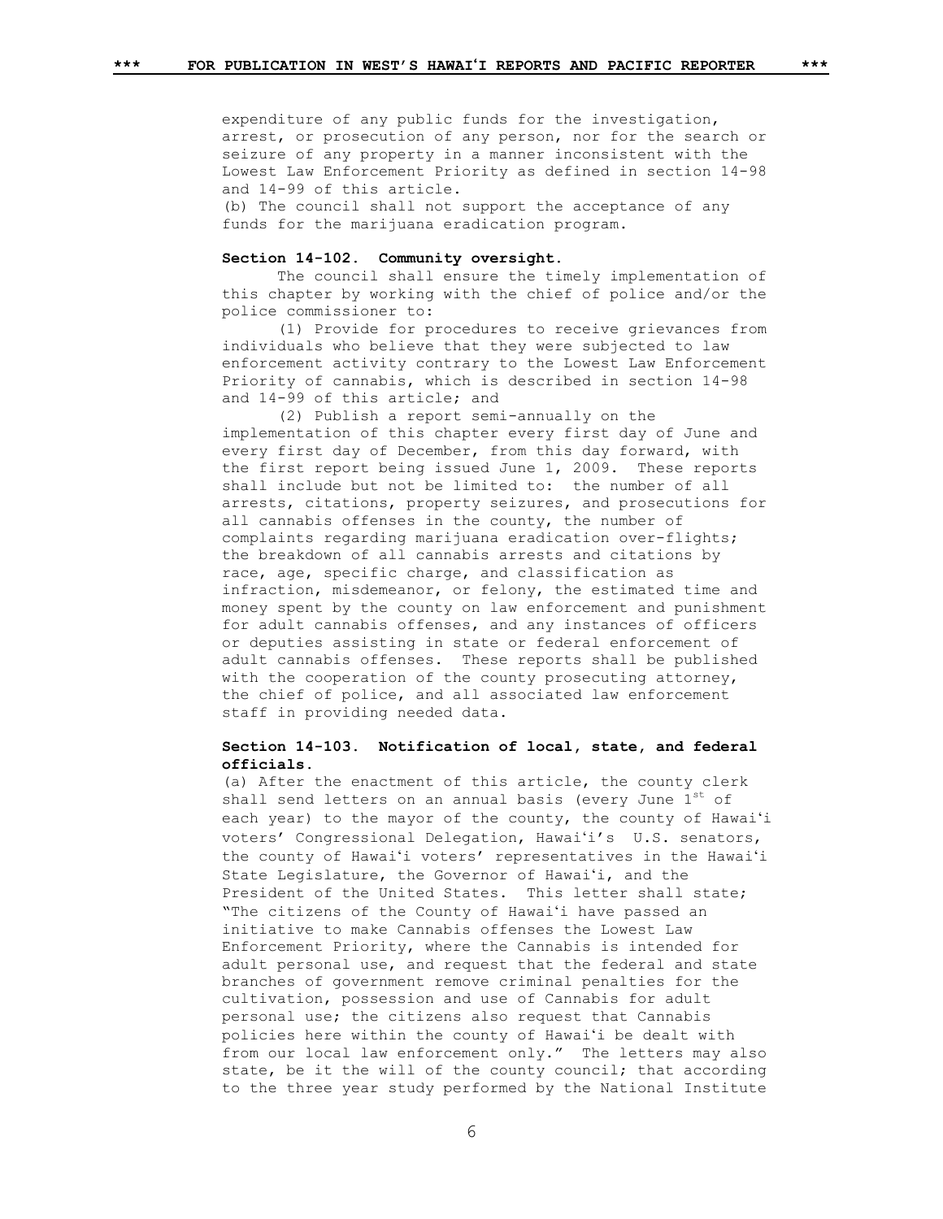expenditure of any public funds for the investigation, arrest, or prosecution of any person, nor for the search or seizure of any property in a manner inconsistent with the Lowest Law Enforcement Priority as defined in section 14-98 and 14-99 of this article.
(b) The council shall not support the acceptance of any funds for the marijuana eradication program.

**Section 14-102. Community oversight.**

The council shall ensure the timely implementation of this chapter by working with the chief of police and/or the police commissioner to:

(1) Provide for procedures to receive grievances from individuals who believe that they were subjected to law enforcement activity contrary to the Lowest Law Enforcement Priority of cannabis, which is described in section 14-98 and 14-99 of this article; and

(2) Publish a report semi-annually on the implementation of this chapter every first day of June and every first day of December, from this day forward, with the first report being issued June 1, 2009. These reports shall include but not be limited to: the number of all arrests, citations, property seizures, and prosecutions for all cannabis offenses in the county, the number of complaints regarding marijuana eradication over-flights; the breakdown of all cannabis arrests and citations by race, age, specific charge, and classification as infraction, misdemeanor, or felony, the estimated time and money spent by the county on law enforcement and punishment for adult cannabis offenses, and any instances of officers or deputies assisting in state or federal enforcement of adult cannabis offenses. These reports shall be published with the cooperation of the county prosecuting attorney, the chief of police, and all associated law enforcement staff in providing needed data.

**Section 14-103. Notification of local, state, and federal officials.**

(a) After the enactment of this article, the county clerk shall send letters on an annual basis (every June 1st of each year) to the mayor of the county, the county of Hawaiʻi voters' Congressional Delegation, Hawaiʻi's U.S. senators, the county of Hawaiʻi voters' representatives in the Hawaiʻi State Legislature, the Governor of Hawaiʻi, and the President of the United States. This letter shall state; "The citizens of the County of Hawaiʻi have passed an initiative to make Cannabis offenses the Lowest Law Enforcement Priority, where the Cannabis is intended for adult personal use, and request that the federal and state branches of government remove criminal penalties for the cultivation, possession and use of Cannabis for adult personal use; the citizens also request that Cannabis policies here within the county of Hawaiʻi be dealt with from our local law enforcement only." The letters may also state, be it the will of the county council; that according to the three year study performed by the National Institute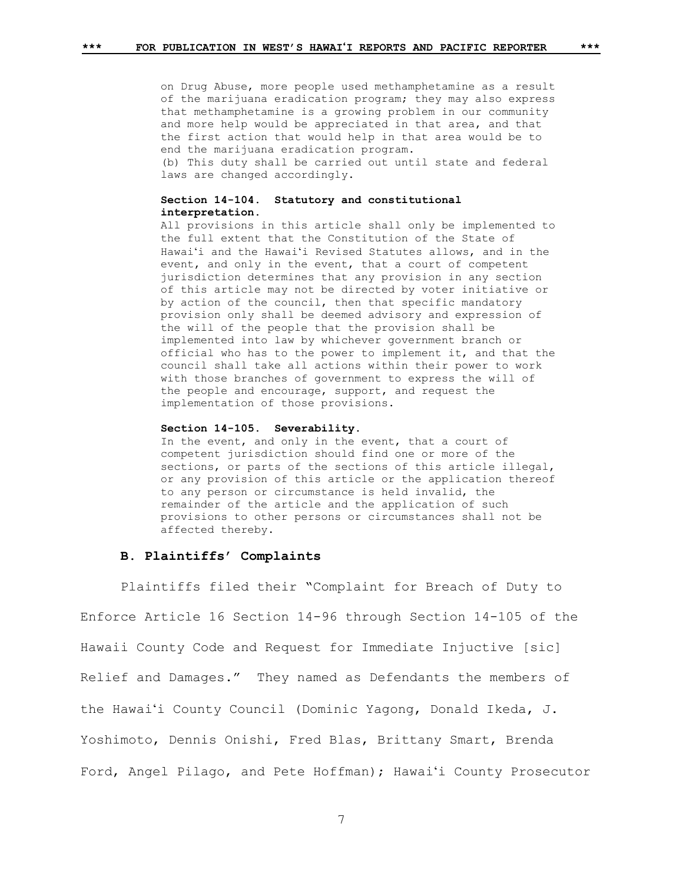on Drug Abuse, more people used methamphetamine as a result of the marijuana eradication program; they may also express that methamphetamine is a growing problem in our community and more help would be appreciated in that area, and that the first action that would help in that area would be to end the marijuana eradication program.
(b) This duty shall be carried out until state and federal laws are changed accordingly.

**Section 14-104. Statutory and constitutional interpretation.**
All provisions in this article shall only be implemented to the full extent that the Constitution of the State of Hawaiʻi and the Hawaiʻi Revised Statutes allows, and in the event, and only in the event, that a court of competent jurisdiction determines that any provision in any section of this article may not be directed by voter initiative or by action of the council, then that specific mandatory provision only shall be deemed advisory and expression of the will of the people that the provision shall be implemented into law by whichever government branch or official who has to the power to implement it, and that the council shall take all actions within their power to work with those branches of government to express the will of the people and encourage, support, and request the implementation of those provisions.

**Section 14-105. Severability.**
In the event, and only in the event, that a court of competent jurisdiction should find one or more of the sections, or parts of the sections of this article illegal, or any provision of this article or the application thereof to any person or circumstance is held invalid, the remainder of the article and the application of such provisions to other persons or circumstances shall not be affected thereby.

### B. Plaintiffs' Complaints

Plaintiffs filed their "Complaint for Breach of Duty to Enforce Article 16 Section 14-96 through Section 14-105 of the Hawaii County Code and Request for Immediate Injuctive [sic] Relief and Damages." They named as Defendants the members of the Hawaiʻi County Council (Dominic Yagong, Donald Ikeda, J. Yoshimoto, Dennis Onishi, Fred Blas, Brittany Smart, Brenda Ford, Angel Pilago, and Pete Hoffman); Hawaiʻi County Prosecutor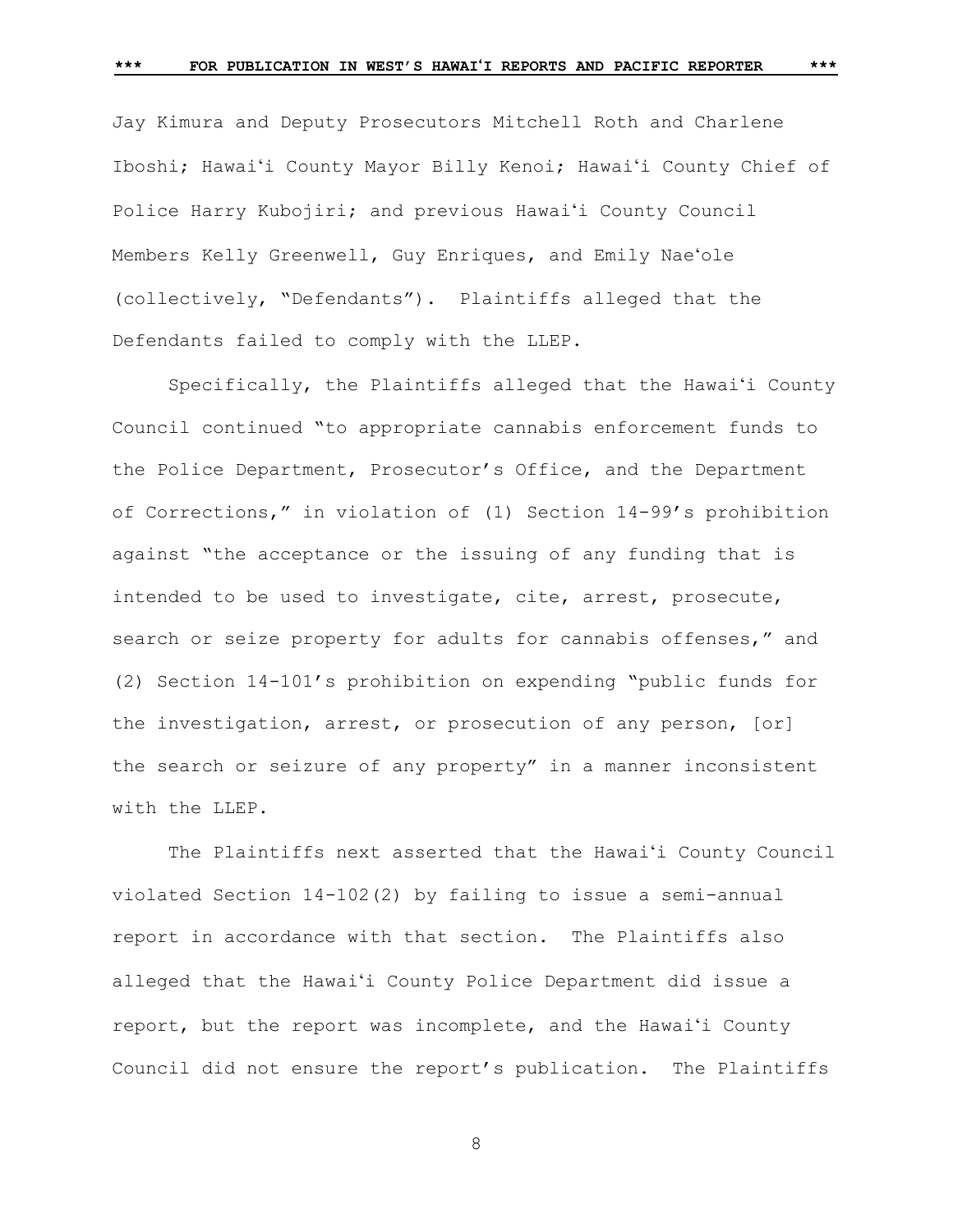Jay Kimura and Deputy Prosecutors Mitchell Roth and Charlene Iboshi; Hawaiʻi County Mayor Billy Kenoi; Hawaiʻi County Chief of Police Harry Kubojiri; and previous Hawaiʻi County Council Members Kelly Greenwell, Guy Enriques, and Emily Naeʻole (collectively, "Defendants"). Plaintiffs alleged that the Defendants failed to comply with the LLEP.

Specifically, the Plaintiffs alleged that the Hawaiʻi County Council continued "to appropriate cannabis enforcement funds to the Police Department, Prosecutor's Office, and the Department of Corrections," in violation of (1) Section 14-99's prohibition against "the acceptance or the issuing of any funding that is intended to be used to investigate, cite, arrest, prosecute, search or seize property for adults for cannabis offenses," and (2) Section 14-101's prohibition on expending "public funds for the investigation, arrest, or prosecution of any person, [or] the search or seizure of any property" in a manner inconsistent with the LLEP.

The Plaintiffs next asserted that the Hawaiʻi County Council violated Section 14-102(2) by failing to issue a semi-annual report in accordance with that section. The Plaintiffs also alleged that the Hawaiʻi County Police Department did issue a report, but the report was incomplete, and the Hawaiʻi County Council did not ensure the report's publication. The Plaintiffs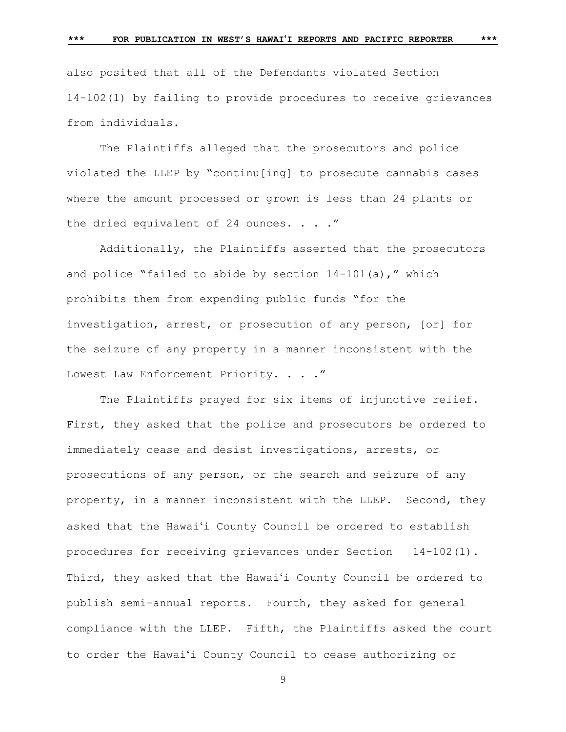also posited that all of the Defendants violated Section 14-102(1) by failing to provide procedures to receive grievances from individuals.

The Plaintiffs alleged that the prosecutors and police violated the LLEP by "continu[ing] to prosecute cannabis cases where the amount processed or grown is less than 24 plants or the dried equivalent of 24 ounces. . . ."

Additionally, the Plaintiffs asserted that the prosecutors and police "failed to abide by section 14-101(a)," which prohibits them from expending public funds "for the investigation, arrest, or prosecution of any person, [or] for the seizure of any property in a manner inconsistent with the Lowest Law Enforcement Priority. . . ."

The Plaintiffs prayed for six items of injunctive relief. First, they asked that the police and prosecutors be ordered to immediately cease and desist investigations, arrests, or prosecutions of any person, or the search and seizure of any property, in a manner inconsistent with the LLEP. Second, they asked that the Hawaiʻi County Council be ordered to establish procedures for receiving grievances under Section 14-102(1). Third, they asked that the Hawaiʻi County Council be ordered to publish semi-annual reports. Fourth, they asked for general compliance with the LLEP. Fifth, the Plaintiffs asked the court to order the Hawaiʻi County Council to cease authorizing or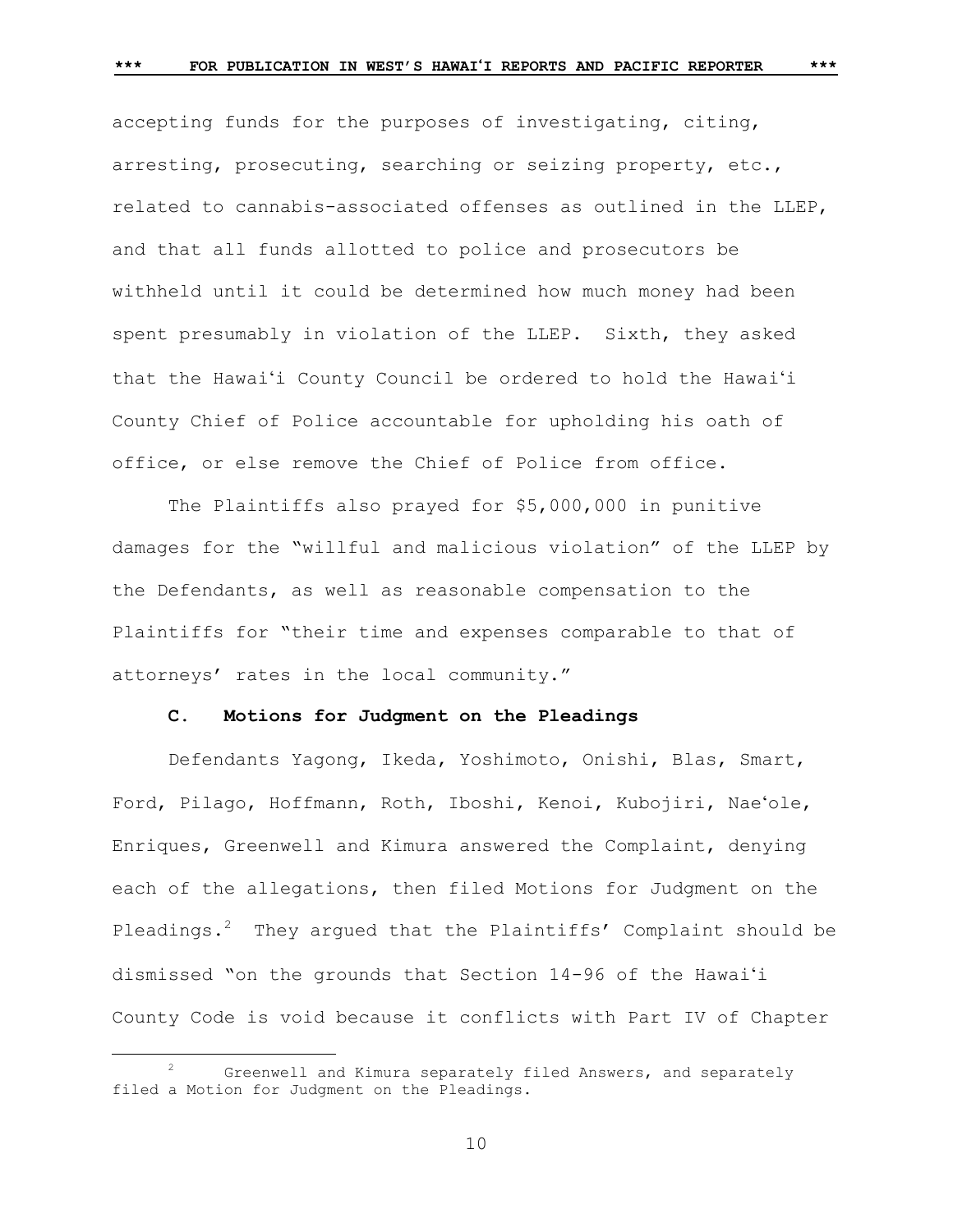accepting funds for the purposes of investigating, citing, arresting, prosecuting, searching or seizing property, etc., related to cannabis-associated offenses as outlined in the LLEP, and that all funds allotted to police and prosecutors be withheld until it could be determined how much money had been spent presumably in violation of the LLEP. Sixth, they asked that the Hawaiʻi County Council be ordered to hold the Hawaiʻi County Chief of Police accountable for upholding his oath of office, or else remove the Chief of Police from office.

The Plaintiffs also prayed for $5,000,000 in punitive damages for the "willful and malicious violation" of the LLEP by the Defendants, as well as reasonable compensation to the Plaintiffs for "their time and expenses comparable to that of attorneys' rates in the local community."

### C. Motions for Judgment on the Pleadings

Defendants Yagong, Ikeda, Yoshimoto, Onishi, Blas, Smart, Ford, Pilago, Hoffmann, Roth, Iboshi, Kenoi, Kubojiri, Naeʻole, Enriques, Greenwell and Kimura answered the Complaint, denying each of the allegations, then filed Motions for Judgment on the Pleadings.[2] They argued that the Plaintiffs' Complaint should be dismissed "on the grounds that Section 14-96 of the Hawaiʻi County Code is void because it conflicts with Part IV of Chapter

[2] Greenwell and Kimura separately filed Answers, and separately filed a Motion for Judgment on the Pleadings.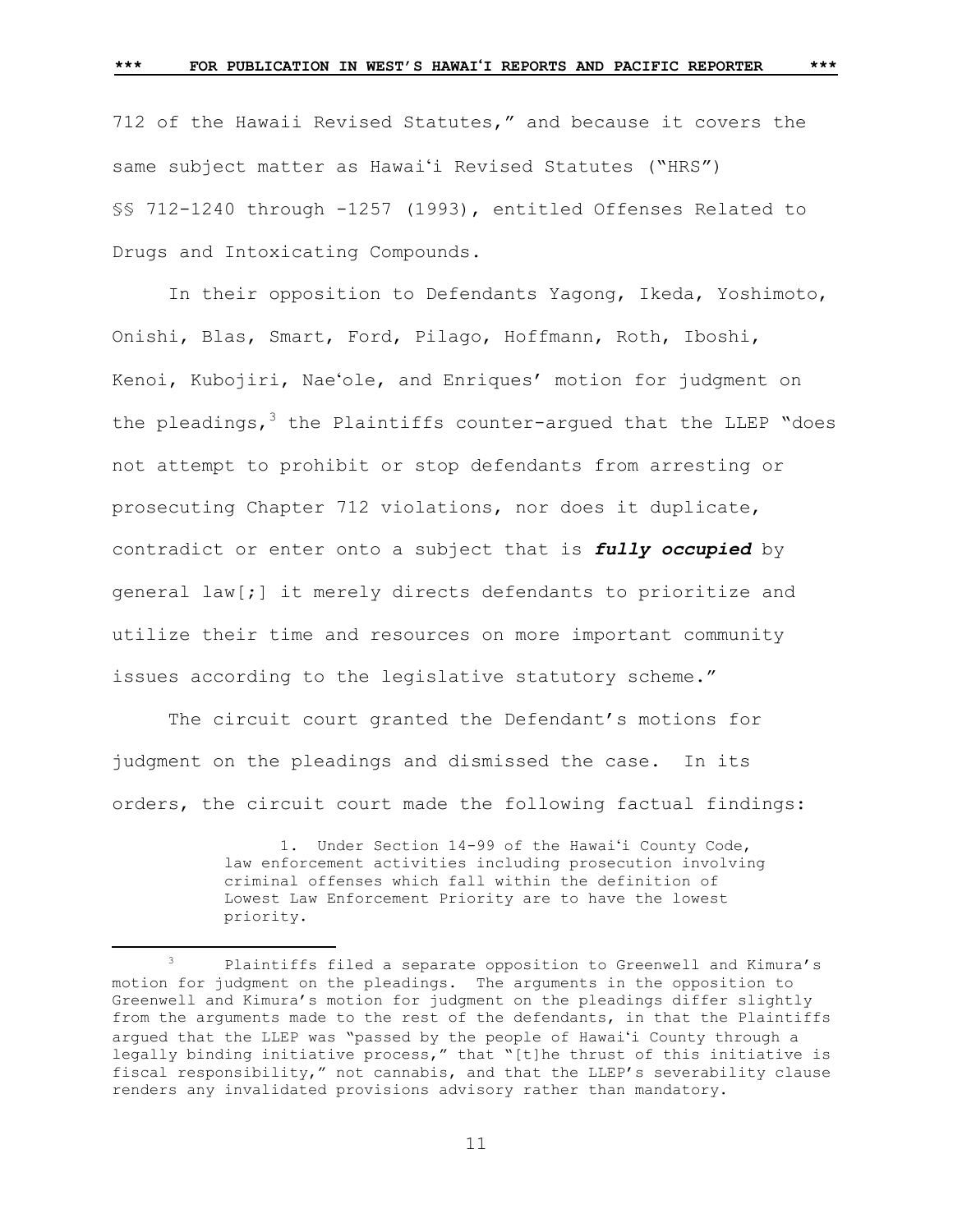712 of the Hawaii Revised Statutes," and because it covers the same subject matter as Hawaiʻi Revised Statutes ("HRS") §§ 712-1240 through -1257 (1993), entitled Offenses Related to Drugs and Intoxicating Compounds.

In their opposition to Defendants Yagong, Ikeda, Yoshimoto, Onishi, Blas, Smart, Ford, Pilago, Hoffmann, Roth, Iboshi, Kenoi, Kubojiri, Naeʻole, and Enriques' motion for judgment on the pleadings,[3] the Plaintiffs counter-argued that the LLEP "does not attempt to prohibit or stop defendants from arresting or prosecuting Chapter 712 violations, nor does it duplicate, contradict or enter onto a subject that is ***fully occupied*** by general law[;] it merely directs defendants to prioritize and utilize their time and resources on more important community issues according to the legislative statutory scheme."

The circuit court granted the Defendant's motions for judgment on the pleadings and dismissed the case. In its orders, the circuit court made the following factual findings:

> 1. Under Section 14-99 of the Hawaiʻi County Code, law enforcement activities including prosecution involving criminal offenses which fall within the definition of Lowest Law Enforcement Priority are to have the lowest priority.

[3] Plaintiffs filed a separate opposition to Greenwell and Kimura's motion for judgment on the pleadings. The arguments in the opposition to Greenwell and Kimura's motion for judgment on the pleadings differ slightly from the arguments made to the rest of the defendants, in that the Plaintiffs argued that the LLEP was "passed by the people of Hawaiʻi County through a legally binding initiative process," that "[t]he thrust of this initiative is fiscal responsibility," not cannabis, and that the LLEP's severability clause renders any invalidated provisions advisory rather than mandatory.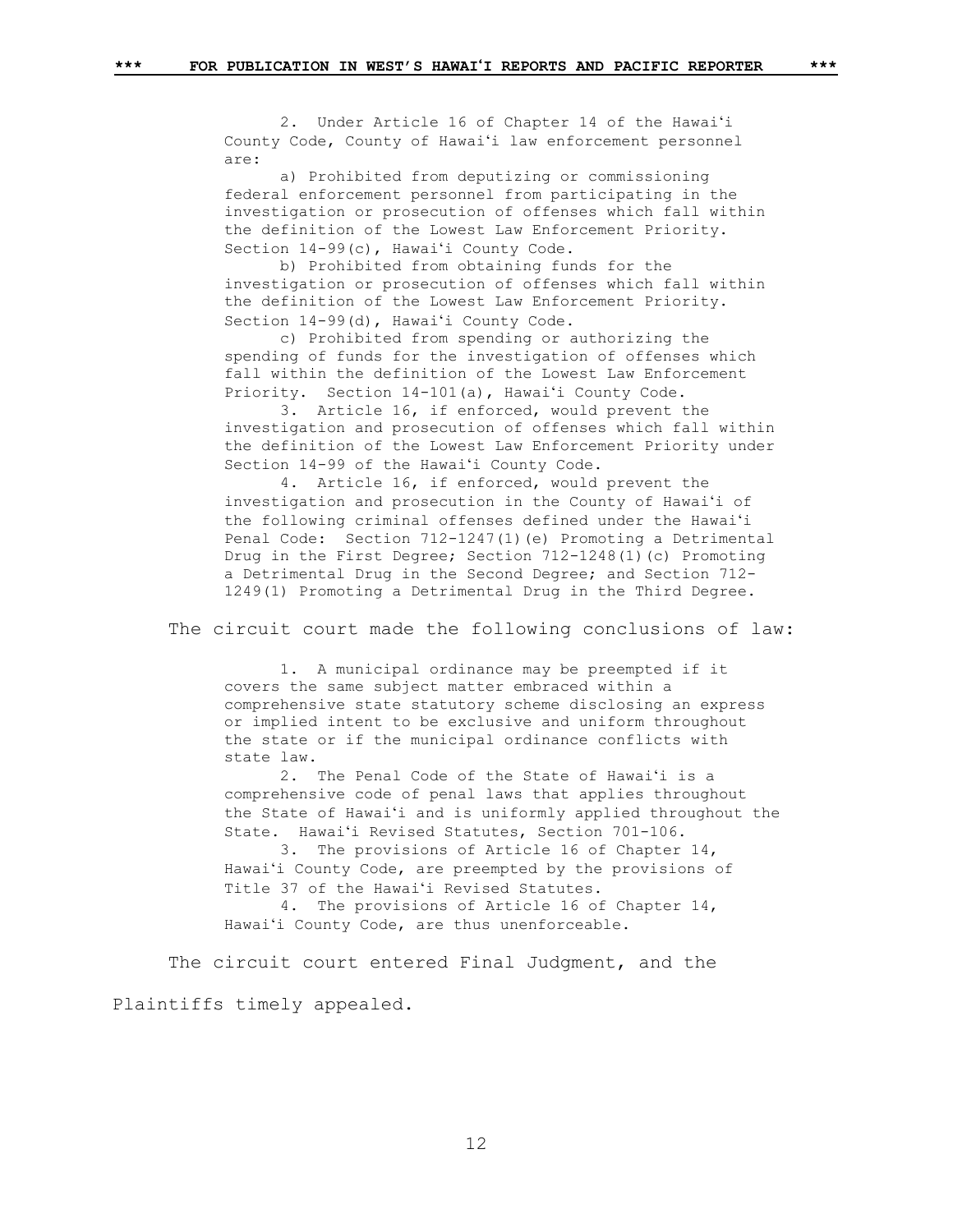2. Under Article 16 of Chapter 14 of the Hawaiʻi County Code, County of Hawaiʻi law enforcement personnel are:

a) Prohibited from deputizing or commissioning federal enforcement personnel from participating in the investigation or prosecution of offenses which fall within the definition of the Lowest Law Enforcement Priority. Section 14-99(c), Hawaiʻi County Code.

b) Prohibited from obtaining funds for the investigation or prosecution of offenses which fall within the definition of the Lowest Law Enforcement Priority. Section 14-99(d), Hawaiʻi County Code.

c) Prohibited from spending or authorizing the spending of funds for the investigation of offenses which fall within the definition of the Lowest Law Enforcement Priority. Section 14-101(a), Hawaiʻi County Code.

3. Article 16, if enforced, would prevent the investigation and prosecution of offenses which fall within the definition of the Lowest Law Enforcement Priority under Section 14-99 of the Hawaiʻi County Code.

4. Article 16, if enforced, would prevent the investigation and prosecution in the County of Hawaiʻi of the following criminal offenses defined under the Hawaiʻi Penal Code: Section 712-1247(1)(e) Promoting a Detrimental Drug in the First Degree; Section 712-1248(1)(c) Promoting a Detrimental Drug in the Second Degree; and Section 712-1249(1) Promoting a Detrimental Drug in the Third Degree.

The circuit court made the following conclusions of law:

1. A municipal ordinance may be preempted if it covers the same subject matter embraced within a comprehensive state statutory scheme disclosing an express or implied intent to be exclusive and uniform throughout the state or if the municipal ordinance conflicts with state law.

2. The Penal Code of the State of Hawaiʻi is a comprehensive code of penal laws that applies throughout the State of Hawaiʻi and is uniformly applied throughout the State. Hawaiʻi Revised Statutes, Section 701-106.

3. The provisions of Article 16 of Chapter 14, Hawaiʻi County Code, are preempted by the provisions of Title 37 of the Hawaiʻi Revised Statutes.

4. The provisions of Article 16 of Chapter 14, Hawaiʻi County Code, are thus unenforceable.

The circuit court entered Final Judgment, and the Plaintiffs timely appealed.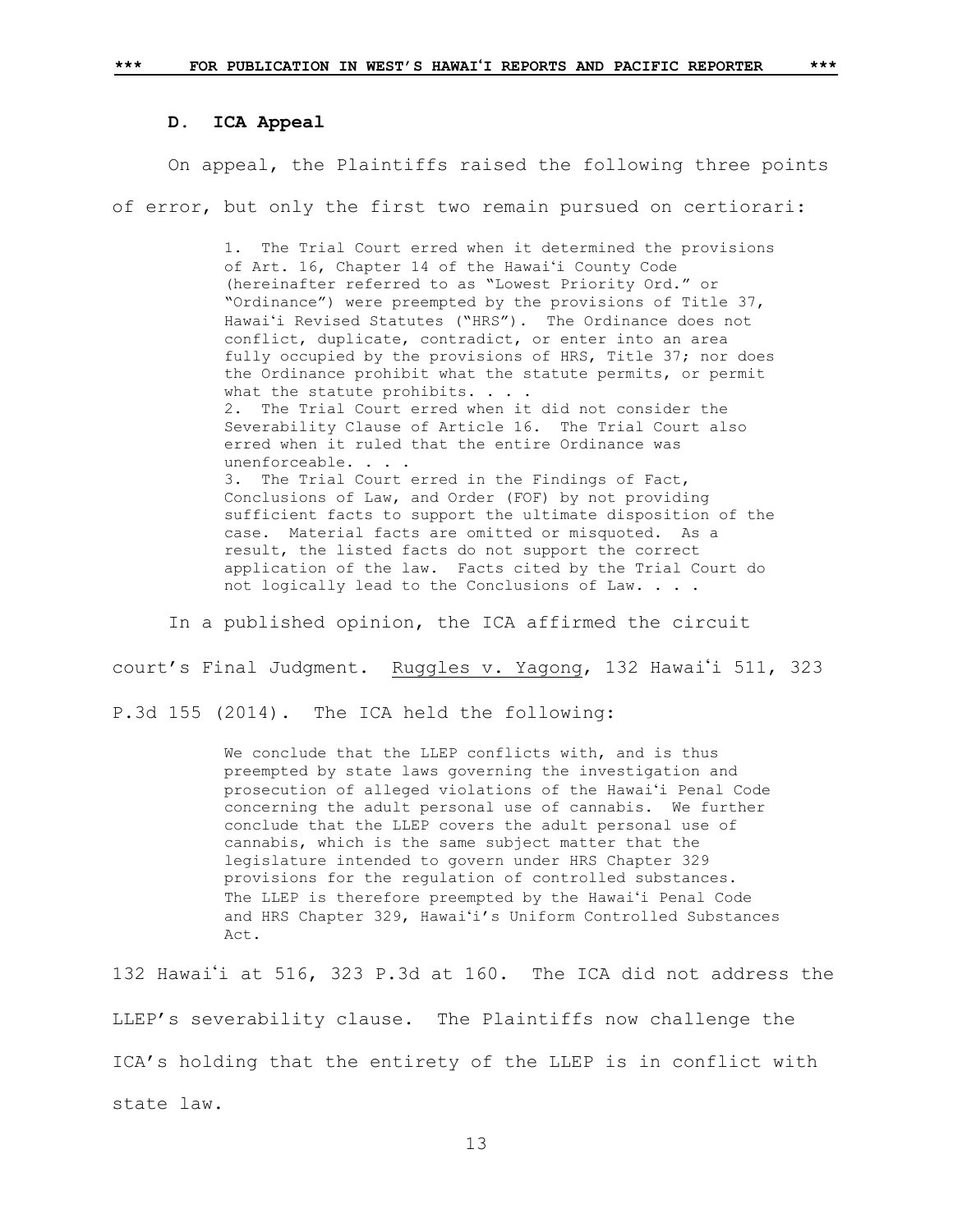### D. ICA Appeal

On appeal, the Plaintiffs raised the following three points of error, but only the first two remain pursued on certiorari:

> 1. The Trial Court erred when it determined the provisions of Art. 16, Chapter 14 of the Hawaiʻi County Code (hereinafter referred to as "Lowest Priority Ord." or "Ordinance") were preempted by the provisions of Title 37, Hawaiʻi Revised Statutes ("HRS"). The Ordinance does not conflict, duplicate, contradict, or enter into an area fully occupied by the provisions of HRS, Title 37; nor does the Ordinance prohibit what the statute permits, or permit what the statute prohibits. . . .
> 2. The Trial Court erred when it did not consider the Severability Clause of Article 16. The Trial Court also erred when it ruled that the entire Ordinance was unenforceable. . . .
> 3. The Trial Court erred in the Findings of Fact, Conclusions of Law, and Order (FOF) by not providing sufficient facts to support the ultimate disposition of the case. Material facts are omitted or misquoted. As a result, the listed facts do not support the correct application of the law. Facts cited by the Trial Court do not logically lead to the Conclusions of Law. . . .

In a published opinion, the ICA affirmed the circuit court's Final Judgment. Ruggles v. Yagong, 132 Hawaiʻi 511, 323 P.3d 155 (2014). The ICA held the following:

> We conclude that the LLEP conflicts with, and is thus preempted by state laws governing the investigation and prosecution of alleged violations of the Hawaiʻi Penal Code concerning the adult personal use of cannabis. We further conclude that the LLEP covers the adult personal use of cannabis, which is the same subject matter that the legislature intended to govern under HRS Chapter 329 provisions for the regulation of controlled substances. The LLEP is therefore preempted by the Hawaiʻi Penal Code and HRS Chapter 329, Hawaiʻi's Uniform Controlled Substances Act.

132 Hawaiʻi at 516, 323 P.3d at 160. The ICA did not address the LLEP's severability clause. The Plaintiffs now challenge the ICA's holding that the entirety of the LLEP is in conflict with state law.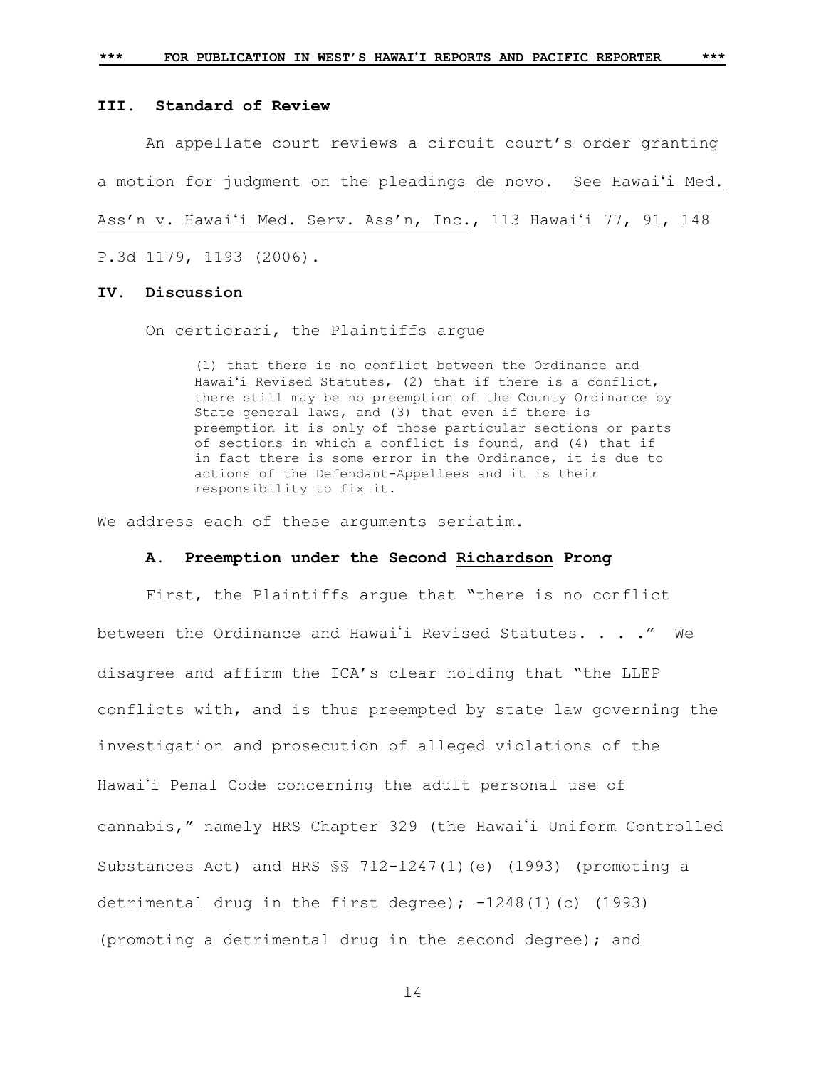### III. Standard of Review

An appellate court reviews a circuit court's order granting a motion for judgment on the pleadings de novo. See Hawaiʻi Med. Ass'n v. Hawaiʻi Med. Serv. Ass'n, Inc., 113 Hawaiʻi 77, 91, 148 P.3d 1179, 1193 (2006).

### IV. Discussion

On certiorari, the Plaintiffs argue

> (1) that there is no conflict between the Ordinance and Hawaiʻi Revised Statutes, (2) that if there is a conflict, there still may be no preemption of the County Ordinance by State general laws, and (3) that even if there is preemption it is only of those particular sections or parts of sections in which a conflict is found, and (4) that if in fact there is some error in the Ordinance, it is due to actions of the Defendant-Appellees and it is their responsibility to fix it.

We address each of these arguments seriatim.

#### A. Preemption under the Second Richardson Prong

First, the Plaintiffs argue that "there is no conflict between the Ordinance and Hawaiʻi Revised Statutes. . . ." We disagree and affirm the ICA's clear holding that "the LLEP conflicts with, and is thus preempted by state law governing the investigation and prosecution of alleged violations of the Hawaiʻi Penal Code concerning the adult personal use of cannabis," namely HRS Chapter 329 (the Hawaiʻi Uniform Controlled Substances Act) and HRS §§ 712-1247(1)(e) (1993) (promoting a detrimental drug in the first degree); -1248(1)(c) (1993) (promoting a detrimental drug in the second degree); and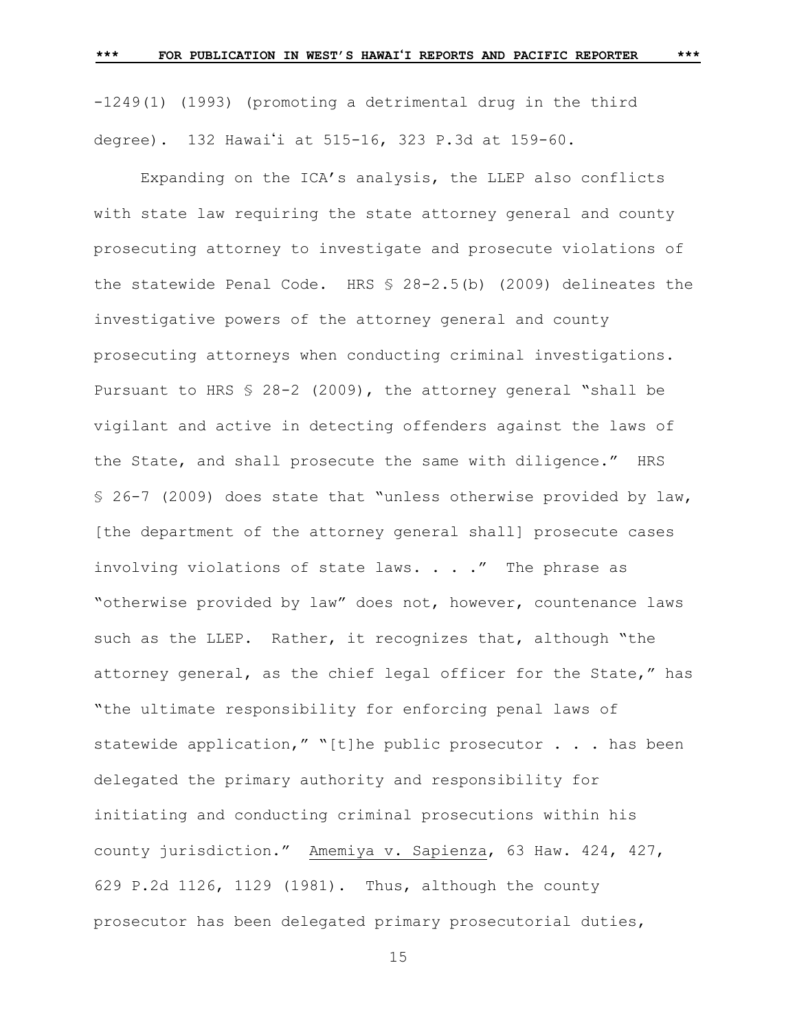-1249(1) (1993) (promoting a detrimental drug in the third degree). 132 Hawaiʻi at 515-16, 323 P.3d at 159-60.

Expanding on the ICA's analysis, the LLEP also conflicts with state law requiring the state attorney general and county prosecuting attorney to investigate and prosecute violations of the statewide Penal Code. HRS § 28-2.5(b) (2009) delineates the investigative powers of the attorney general and county prosecuting attorneys when conducting criminal investigations. Pursuant to HRS § 28-2 (2009), the attorney general "shall be vigilant and active in detecting offenders against the laws of the State, and shall prosecute the same with diligence." HRS § 26-7 (2009) does state that "unless otherwise provided by law, [the department of the attorney general shall] prosecute cases involving violations of state laws. . . ." The phrase as "otherwise provided by law" does not, however, countenance laws such as the LLEP. Rather, it recognizes that, although "the attorney general, as the chief legal officer for the State," has "the ultimate responsibility for enforcing penal laws of statewide application," "[t]he public prosecutor . . . has been delegated the primary authority and responsibility for initiating and conducting criminal prosecutions within his county jurisdiction." Amemiya v. Sapienza, 63 Haw. 424, 427, 629 P.2d 1126, 1129 (1981). Thus, although the county prosecutor has been delegated primary prosecutorial duties,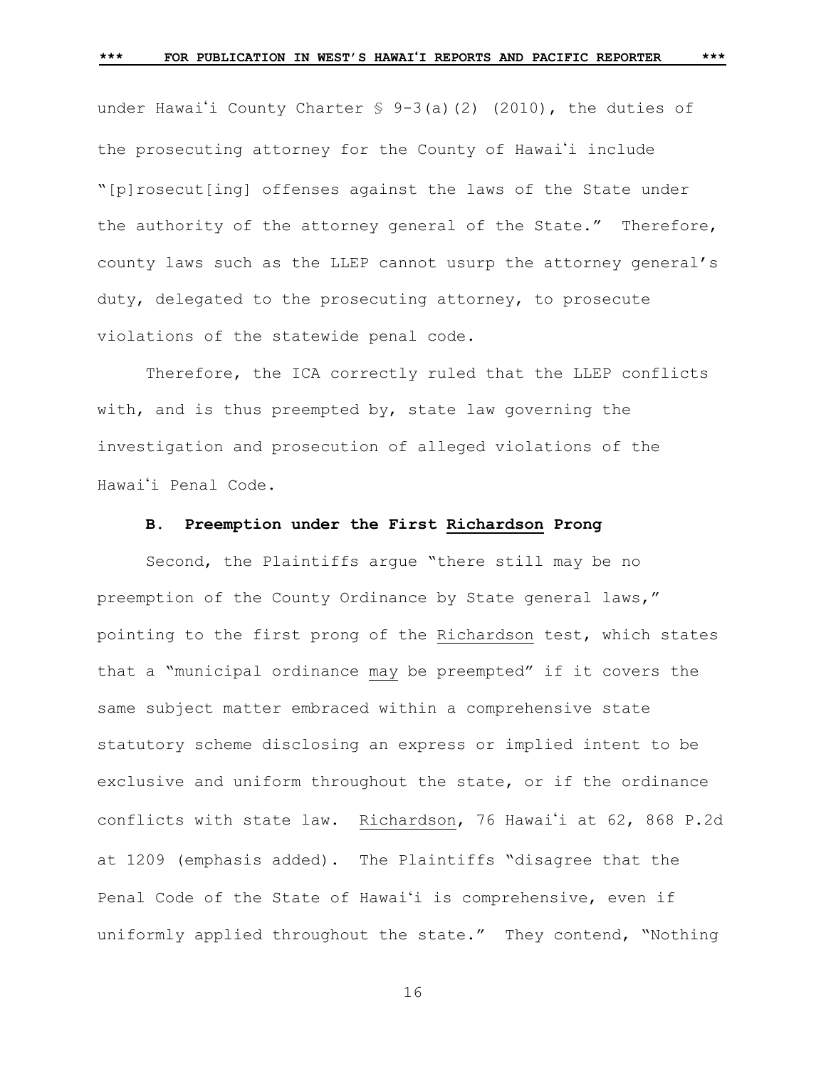under Hawaiʻi County Charter § 9-3(a)(2) (2010), the duties of the prosecuting attorney for the County of Hawaiʻi include "[p]rosecut[ing] offenses against the laws of the State under the authority of the attorney general of the State." Therefore, county laws such as the LLEP cannot usurp the attorney general's duty, delegated to the prosecuting attorney, to prosecute violations of the statewide penal code.

Therefore, the ICA correctly ruled that the LLEP conflicts with, and is thus preempted by, state law governing the investigation and prosecution of alleged violations of the Hawaiʻi Penal Code.

### B. Preemption under the First Richardson Prong

Second, the Plaintiffs argue "there still may be no preemption of the County Ordinance by State general laws," pointing to the first prong of the Richardson test, which states that a "municipal ordinance may be preempted" if it covers the same subject matter embraced within a comprehensive state statutory scheme disclosing an express or implied intent to be exclusive and uniform throughout the state, or if the ordinance conflicts with state law. Richardson, 76 Hawaiʻi at 62, 868 P.2d at 1209 (emphasis added). The Plaintiffs "disagree that the Penal Code of the State of Hawaiʻi is comprehensive, even if uniformly applied throughout the state." They contend, "Nothing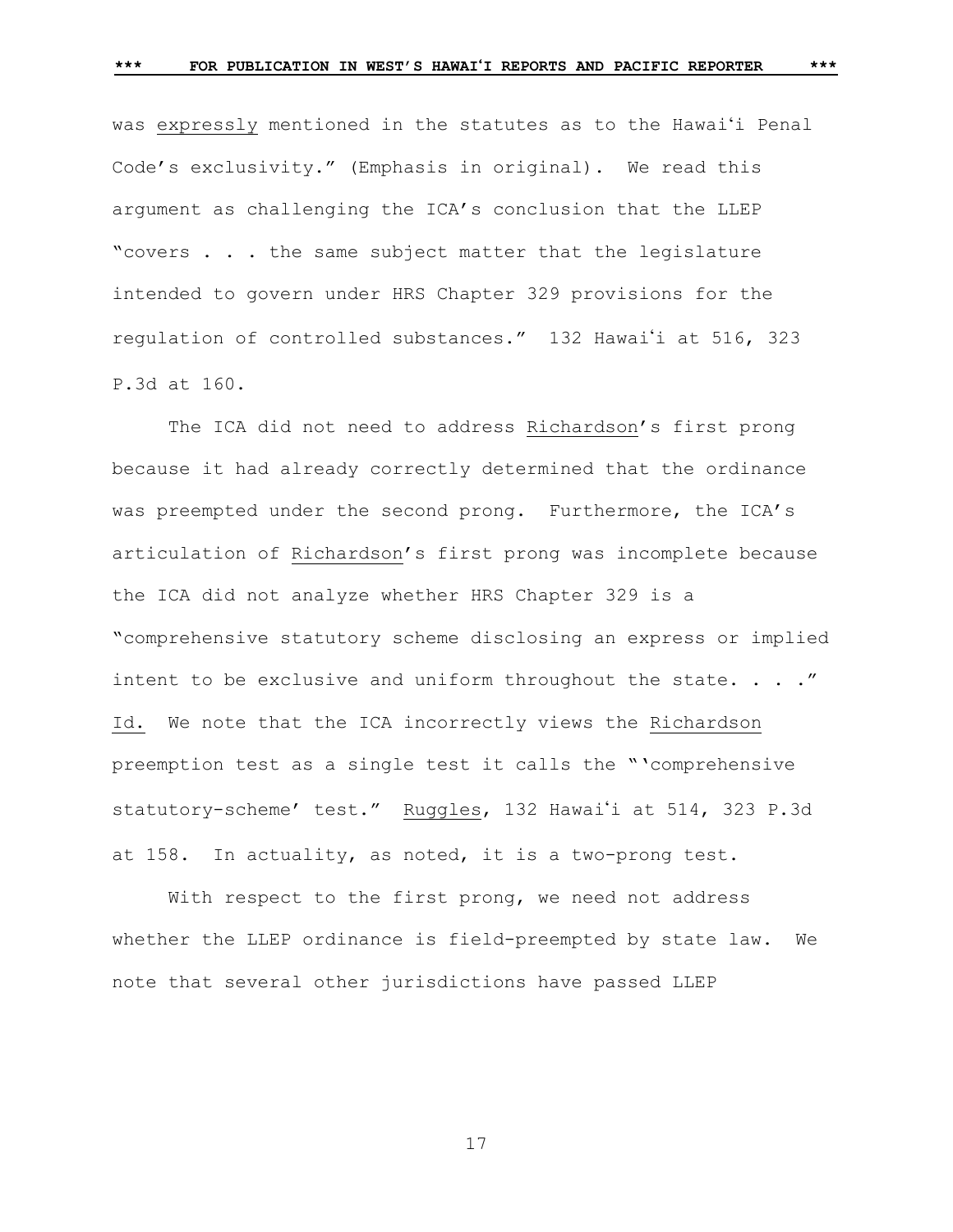was expressly mentioned in the statutes as to the Hawaiʻi Penal Code's exclusivity." (Emphasis in original). We read this argument as challenging the ICA's conclusion that the LLEP "covers . . . the same subject matter that the legislature intended to govern under HRS Chapter 329 provisions for the regulation of controlled substances." 132 Hawaiʻi at 516, 323 P.3d at 160.

The ICA did not need to address Richardson's first prong because it had already correctly determined that the ordinance was preempted under the second prong. Furthermore, the ICA's articulation of Richardson's first prong was incomplete because the ICA did not analyze whether HRS Chapter 329 is a "comprehensive statutory scheme disclosing an express or implied intent to be exclusive and uniform throughout the state. . . ." Id. We note that the ICA incorrectly views the Richardson preemption test as a single test it calls the "'comprehensive statutory-scheme' test." Ruggles, 132 Hawaiʻi at 514, 323 P.3d at 158. In actuality, as noted, it is a two-prong test.

With respect to the first prong, we need not address whether the LLEP ordinance is field-preempted by state law. We note that several other jurisdictions have passed LLEP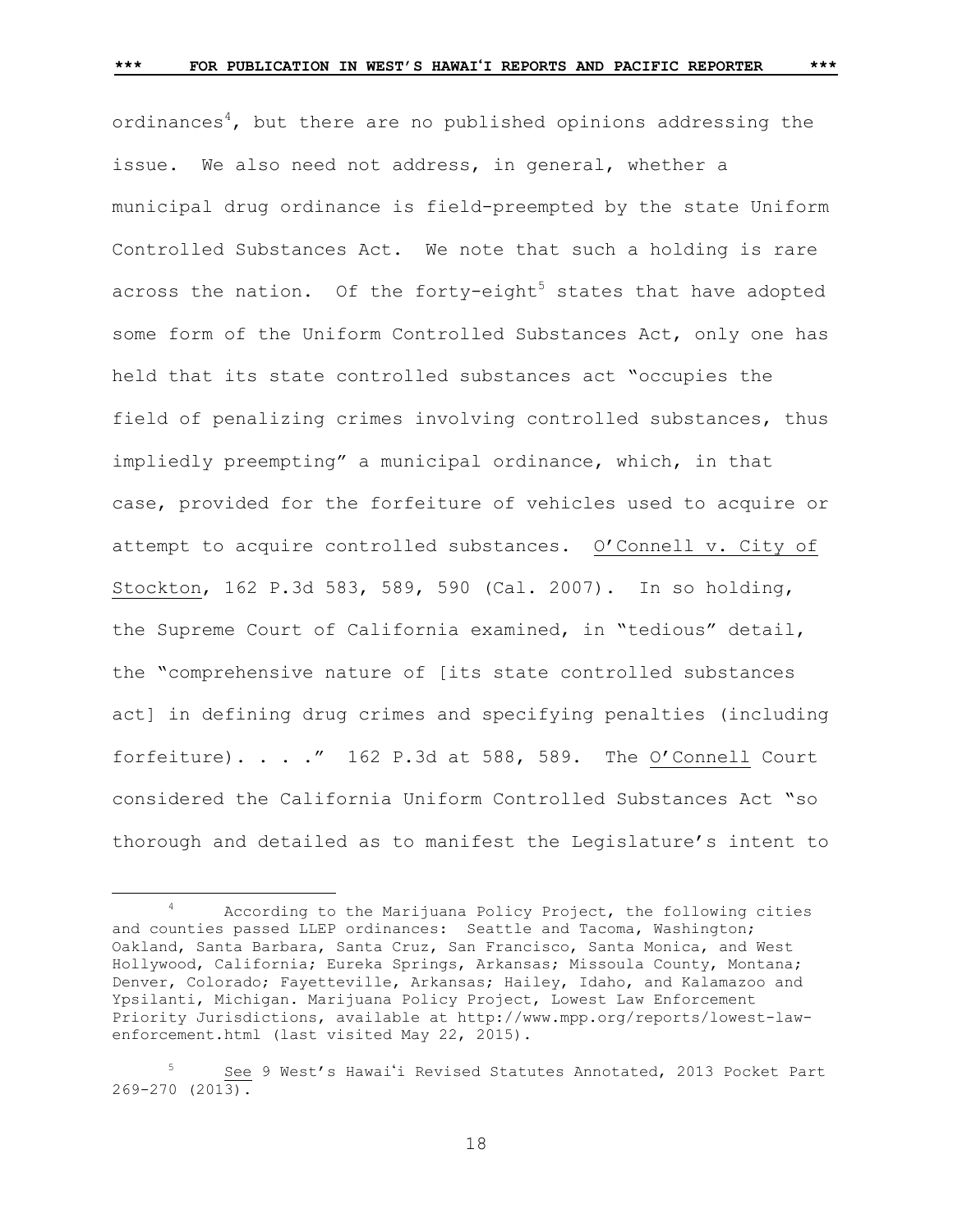ordinances[4], but there are no published opinions addressing the issue. We also need not address, in general, whether a municipal drug ordinance is field-preempted by the state Uniform Controlled Substances Act. We note that such a holding is rare across the nation. Of the forty-eight[5] states that have adopted some form of the Uniform Controlled Substances Act, only one has held that its state controlled substances act "occupies the field of penalizing crimes involving controlled substances, thus impliedly preempting" a municipal ordinance, which, in that case, provided for the forfeiture of vehicles used to acquire or attempt to acquire controlled substances. O'Connell v. City of Stockton, 162 P.3d 583, 589, 590 (Cal. 2007). In so holding, the Supreme Court of California examined, in "tedious" detail, the "comprehensive nature of [its state controlled substances act] in defining drug crimes and specifying penalties (including forfeiture). . . ." 162 P.3d at 588, 589. The O'Connell Court considered the California Uniform Controlled Substances Act "so thorough and detailed as to manifest the Legislature's intent to

---

[4] According to the Marijuana Policy Project, the following cities and counties passed LLEP ordinances: Seattle and Tacoma, Washington; Oakland, Santa Barbara, Santa Cruz, San Francisco, Santa Monica, and West Hollywood, California; Eureka Springs, Arkansas; Missoula County, Montana; Denver, Colorado; Fayetteville, Arkansas; Hailey, Idaho, and Kalamazoo and Ypsilanti, Michigan. Marijuana Policy Project, Lowest Law Enforcement Priority Jurisdictions, available at http://www.mpp.org/reports/lowest-law-enforcement.html (last visited May 22, 2015).

[5] See 9 West's Hawaiʻi Revised Statutes Annotated, 2013 Pocket Part 269-270 (2013).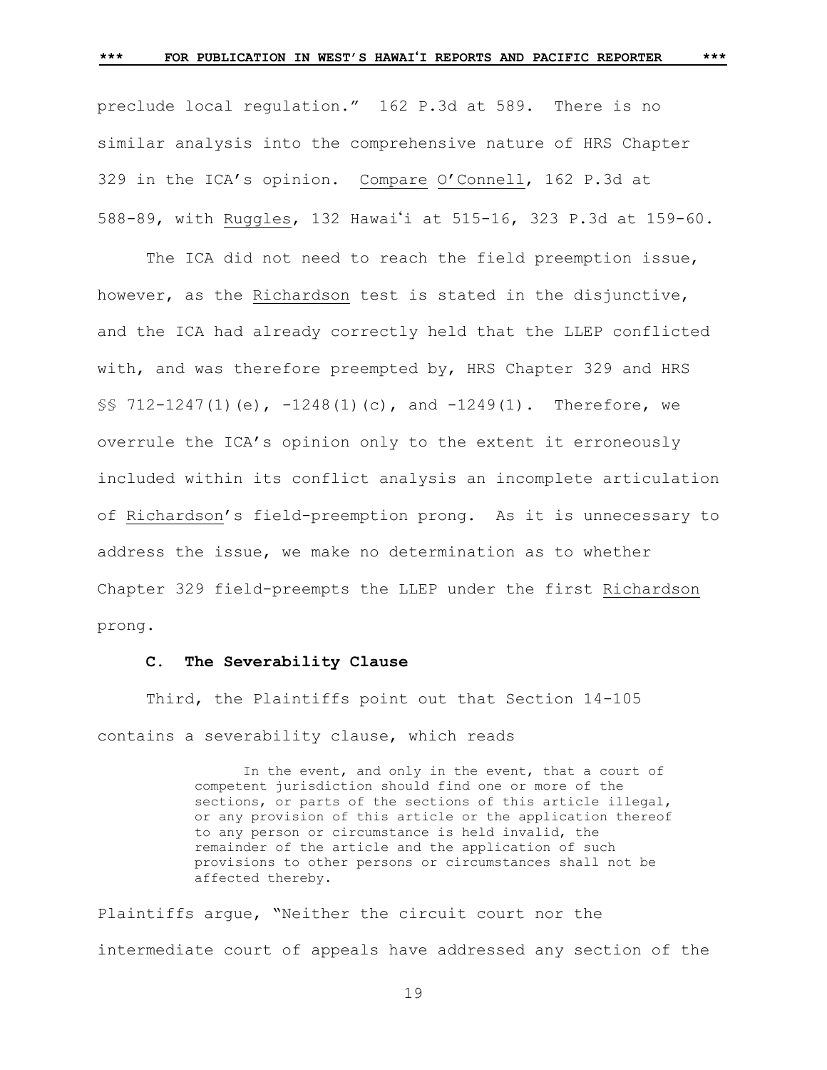preclude local regulation." 162 P.3d at 589. There is no similar analysis into the comprehensive nature of HRS Chapter 329 in the ICA's opinion. Compare O'Connell, 162 P.3d at 588-89, with Ruggles, 132 Hawaiʻi at 515-16, 323 P.3d at 159-60.

The ICA did not need to reach the field preemption issue, however, as the Richardson test is stated in the disjunctive, and the ICA had already correctly held that the LLEP conflicted with, and was therefore preempted by, HRS Chapter 329 and HRS §§ 712-1247(1)(e), -1248(1)(c), and -1249(1). Therefore, we overrule the ICA's opinion only to the extent it erroneously included within its conflict analysis an incomplete articulation of Richardson's field-preemption prong. As it is unnecessary to address the issue, we make no determination as to whether Chapter 329 field-preempts the LLEP under the first Richardson prong.

### C. The Severability Clause

Third, the Plaintiffs point out that Section 14-105 contains a severability clause, which reads

> In the event, and only in the event, that a court of competent jurisdiction should find one or more of the sections, or parts of the sections of this article illegal, or any provision of this article or the application thereof to any person or circumstance is held invalid, the remainder of the article and the application of such provisions to other persons or circumstances shall not be affected thereby.

Plaintiffs argue, "Neither the circuit court nor the intermediate court of appeals have addressed any section of the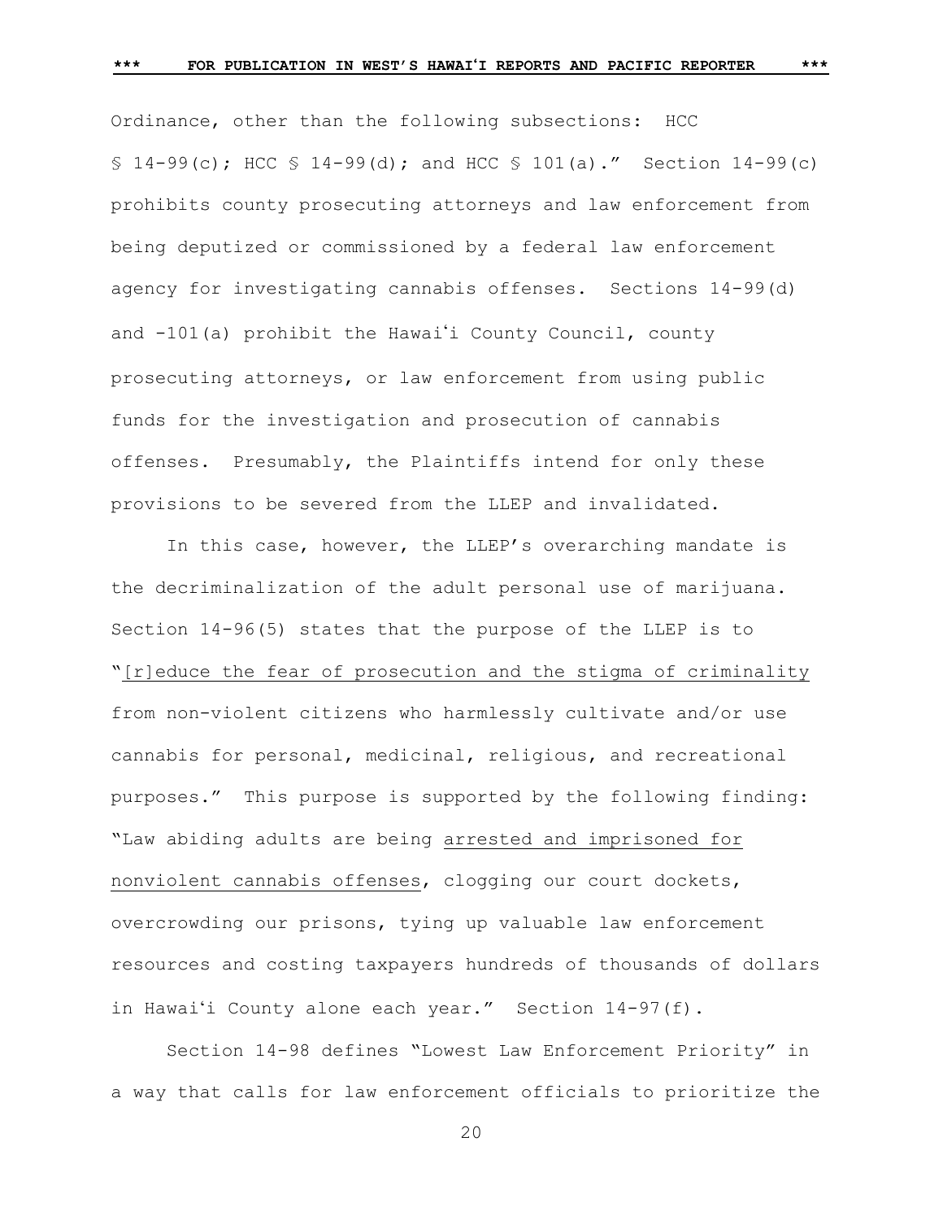Ordinance, other than the following subsections: HCC § 14-99(c); HCC § 14-99(d); and HCC § 101(a)." Section 14-99(c) prohibits county prosecuting attorneys and law enforcement from being deputized or commissioned by a federal law enforcement agency for investigating cannabis offenses. Sections 14-99(d) and -101(a) prohibit the Hawaiʻi County Council, county prosecuting attorneys, or law enforcement from using public funds for the investigation and prosecution of cannabis offenses. Presumably, the Plaintiffs intend for only these provisions to be severed from the LLEP and invalidated.

In this case, however, the LLEP's overarching mandate is the decriminalization of the adult personal use of marijuana. Section 14-96(5) states that the purpose of the LLEP is to "<u>[r]educe the fear of prosecution and the stigma of criminality</u> from non-violent citizens who harmlessly cultivate and/or use cannabis for personal, medicinal, religious, and recreational purposes." This purpose is supported by the following finding: "Law abiding adults are being <u>arrested and imprisoned for nonviolent cannabis offenses</u>, clogging our court dockets, overcrowding our prisons, tying up valuable law enforcement resources and costing taxpayers hundreds of thousands of dollars in Hawaiʻi County alone each year." Section 14-97(f).

Section 14-98 defines "Lowest Law Enforcement Priority" in a way that calls for law enforcement officials to prioritize the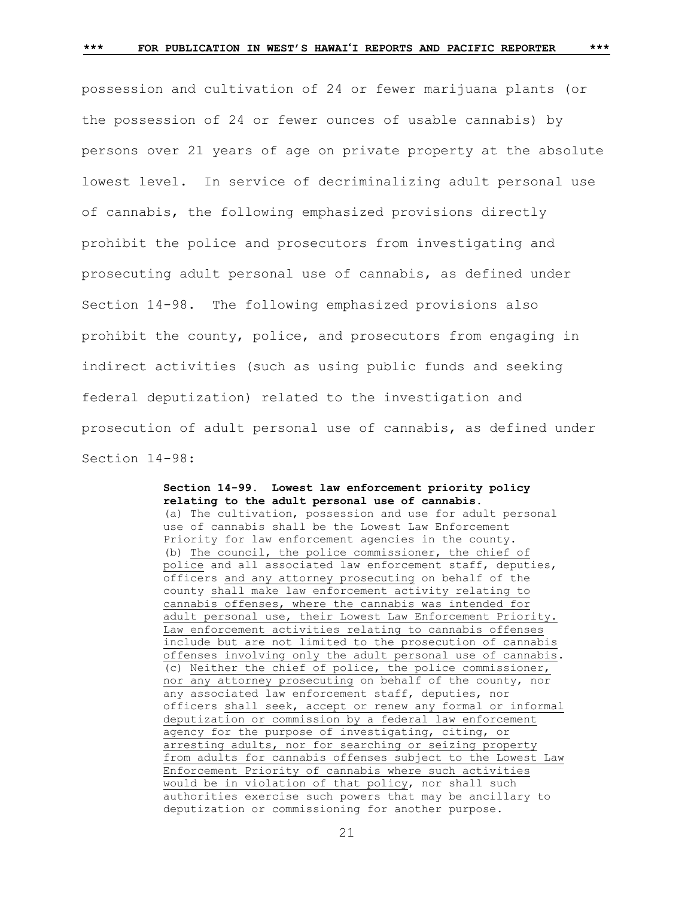possession and cultivation of 24 or fewer marijuana plants (or the possession of 24 or fewer ounces of usable cannabis) by persons over 21 years of age on private property at the absolute lowest level. In service of decriminalizing adult personal use of cannabis, the following emphasized provisions directly prohibit the police and prosecutors from investigating and prosecuting adult personal use of cannabis, as defined under Section 14-98. The following emphasized provisions also prohibit the county, police, and prosecutors from engaging in indirect activities (such as using public funds and seeking federal deputization) related to the investigation and prosecution of adult personal use of cannabis, as defined under Section 14-98:

> **Section 14-99. Lowest law enforcement priority policy relating to the adult personal use of cannabis.**
> (a) The cultivation, possession and use for adult personal use of cannabis shall be the Lowest Law Enforcement Priority for law enforcement agencies in the county.
> (b) <u>The council, the police commissioner, the chief of police</u> and all associated law enforcement staff, deputies, officers <u>and any attorney prosecuting</u> on behalf of the county <u>shall make law enforcement activity relating to cannabis offenses, where the cannabis was intended for adult personal use, their Lowest Law Enforcement Priority. Law enforcement activities relating to cannabis offenses include but are not limited to the prosecution of cannabis offenses involving only the adult personal use of cannabis</u>.
> (c) <u>Neither the chief of police, the police commissioner, nor any attorney prosecuting</u> on behalf of the county, nor any associated law enforcement staff, deputies, nor officers <u>shall seek, accept or renew any formal or informal deputization or commission by a federal law enforcement agency for the purpose of investigating, citing, or arresting adults, nor for searching or seizing property from adults for cannabis offenses subject to the Lowest Law Enforcement Priority of cannabis where such activities would be in violation of that policy</u>, nor shall such authorities exercise such powers that may be ancillary to deputization or commissioning for another purpose.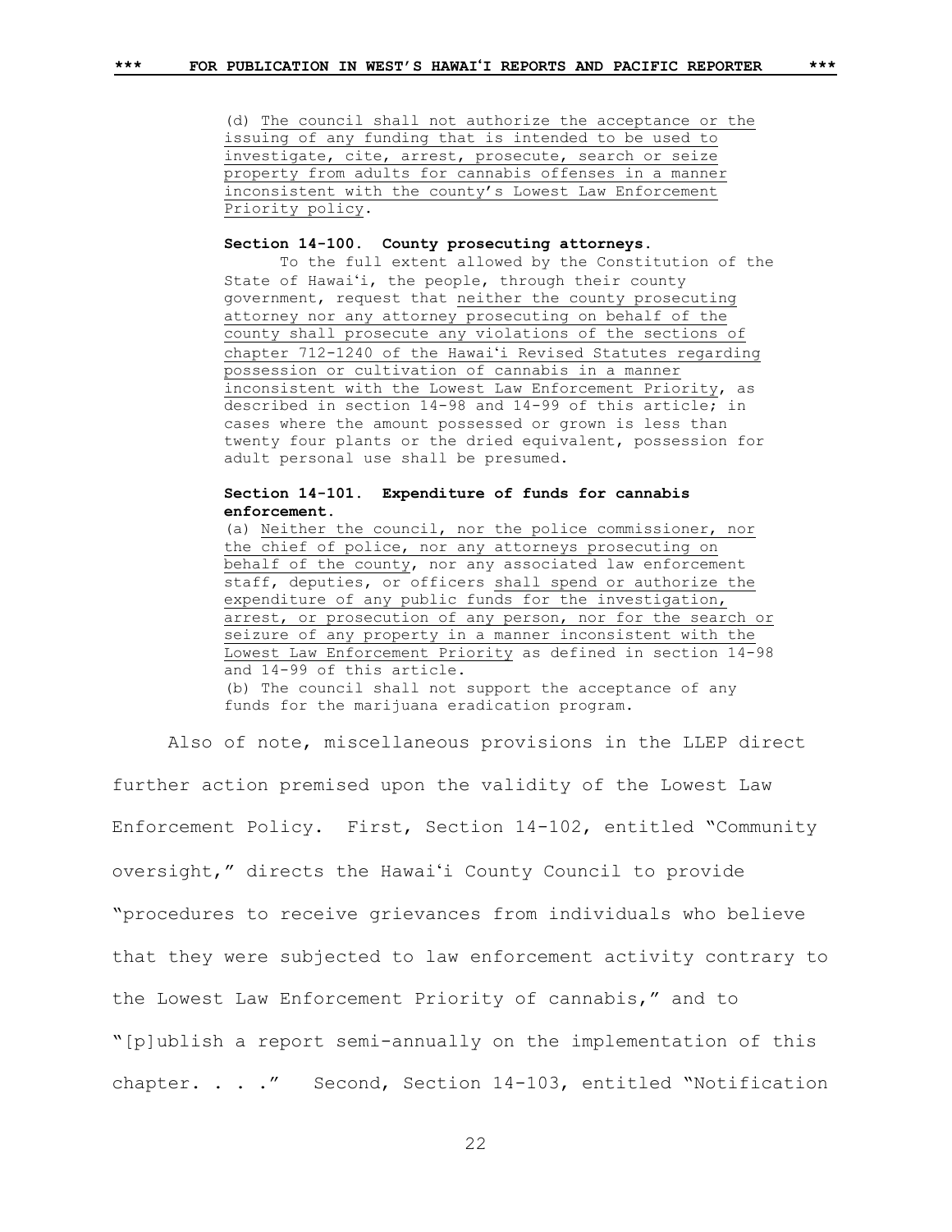> (d) <u>The council shall not authorize the acceptance or the issuing of any funding that is intended to be used to investigate, cite, arrest, prosecute, search or seize property from adults for cannabis offenses in a manner inconsistent with the county's Lowest Law Enforcement Priority policy</u>.
>
> **Section 14-100. County prosecuting attorneys.**
>
> To the full extent allowed by the Constitution of the State of Hawaiʻi, the people, through their county government, request that <u>neither the county prosecuting attorney nor any attorney prosecuting on behalf of the county shall prosecute any violations of the sections of chapter 712-1240 of the Hawaiʻi Revised Statutes regarding possession or cultivation of cannabis in a manner inconsistent with the Lowest Law Enforcement Priority</u>, as described in section 14-98 and 14-99 of this article; in cases where the amount possessed or grown is less than twenty four plants or the dried equivalent, possession for adult personal use shall be presumed.
>
> **Section 14-101. Expenditure of funds for cannabis enforcement.**
>
> (a) <u>Neither the council, nor the police commissioner, nor the chief of police, nor any attorneys prosecuting on behalf of the county</u>, nor any associated law enforcement staff, deputies, or officers <u>shall spend or authorize the expenditure of any public funds for the investigation, arrest, or prosecution of any person, nor for the search or seizure of any property in a manner inconsistent with the Lowest Law Enforcement Priority</u> as defined in section 14-98 and 14-99 of this article.
>
> (b) The council shall not support the acceptance of any funds for the marijuana eradication program.

Also of note, miscellaneous provisions in the LLEP direct further action premised upon the validity of the Lowest Law Enforcement Policy. First, Section 14-102, entitled "Community oversight," directs the Hawaiʻi County Council to provide "procedures to receive grievances from individuals who believe that they were subjected to law enforcement activity contrary to the Lowest Law Enforcement Priority of cannabis," and to "[p]ublish a report semi-annually on the implementation of this chapter. . . ." Second, Section 14-103, entitled "Notification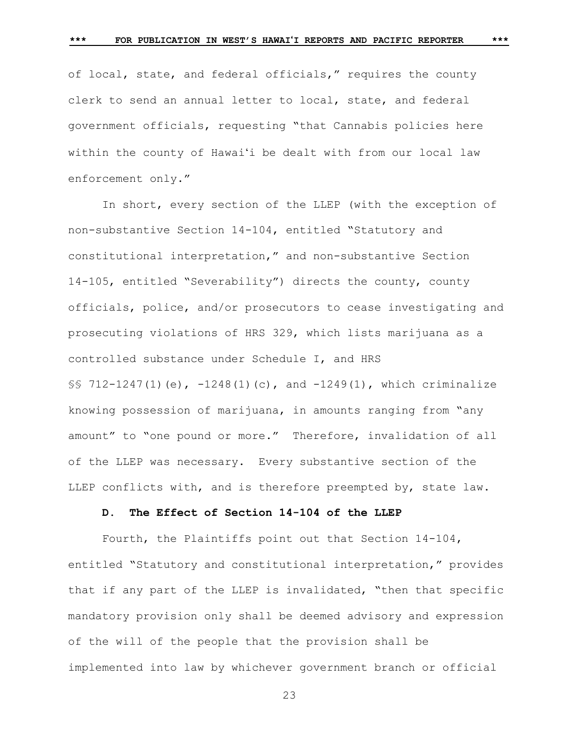of local, state, and federal officials," requires the county clerk to send an annual letter to local, state, and federal government officials, requesting "that Cannabis policies here within the county of Hawaiʻi be dealt with from our local law enforcement only."

In short, every section of the LLEP (with the exception of non-substantive Section 14-104, entitled "Statutory and constitutional interpretation," and non-substantive Section 14-105, entitled "Severability") directs the county, county officials, police, and/or prosecutors to cease investigating and prosecuting violations of HRS 329, which lists marijuana as a controlled substance under Schedule I, and HRS §§ 712-1247(1)(e), -1248(1)(c), and -1249(1), which criminalize knowing possession of marijuana, in amounts ranging from "any amount" to "one pound or more." Therefore, invalidation of all of the LLEP was necessary. Every substantive section of the LLEP conflicts with, and is therefore preempted by, state law.

**D. The Effect of Section 14-104 of the LLEP**

Fourth, the Plaintiffs point out that Section 14-104, entitled "Statutory and constitutional interpretation," provides that if any part of the LLEP is invalidated, "then that specific mandatory provision only shall be deemed advisory and expression of the will of the people that the provision shall be implemented into law by whichever government branch or official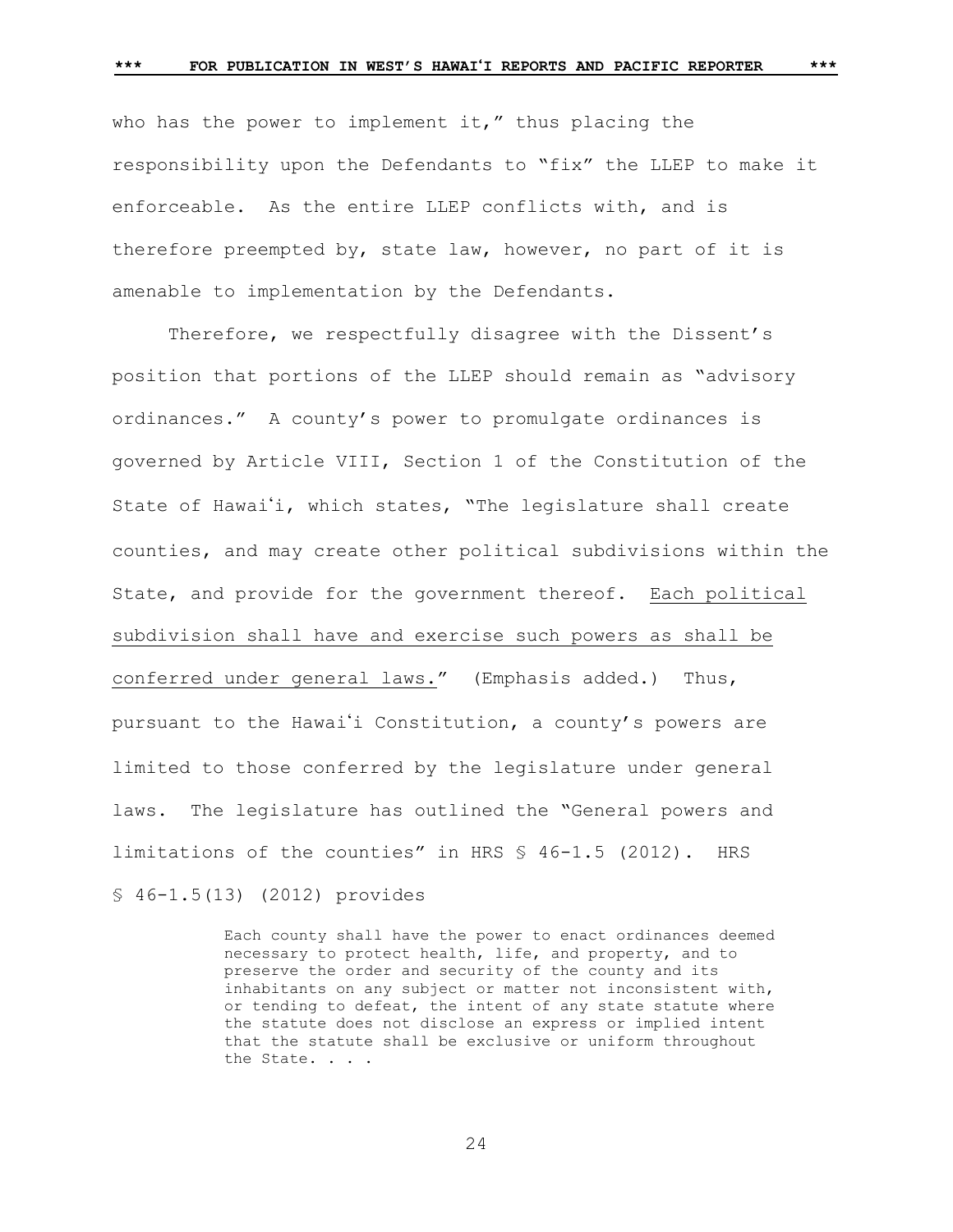who has the power to implement it," thus placing the responsibility upon the Defendants to "fix" the LLEP to make it enforceable. As the entire LLEP conflicts with, and is therefore preempted by, state law, however, no part of it is amenable to implementation by the Defendants.

Therefore, we respectfully disagree with the Dissent's position that portions of the LLEP should remain as "advisory ordinances." A county's power to promulgate ordinances is governed by Article VIII, Section 1 of the Constitution of the State of Hawaiʻi, which states, "The legislature shall create counties, and may create other political subdivisions within the State, and provide for the government thereof. <u>Each political subdivision shall have and exercise such powers as shall be conferred under general laws.</u>" (Emphasis added.) Thus, pursuant to the Hawaiʻi Constitution, a county's powers are limited to those conferred by the legislature under general laws. The legislature has outlined the "General powers and limitations of the counties" in HRS § 46-1.5 (2012). HRS § 46-1.5(13) (2012) provides

> Each county shall have the power to enact ordinances deemed necessary to protect health, life, and property, and to preserve the order and security of the county and its inhabitants on any subject or matter not inconsistent with, or tending to defeat, the intent of any state statute where the statute does not disclose an express or implied intent that the statute shall be exclusive or uniform throughout the State. . . .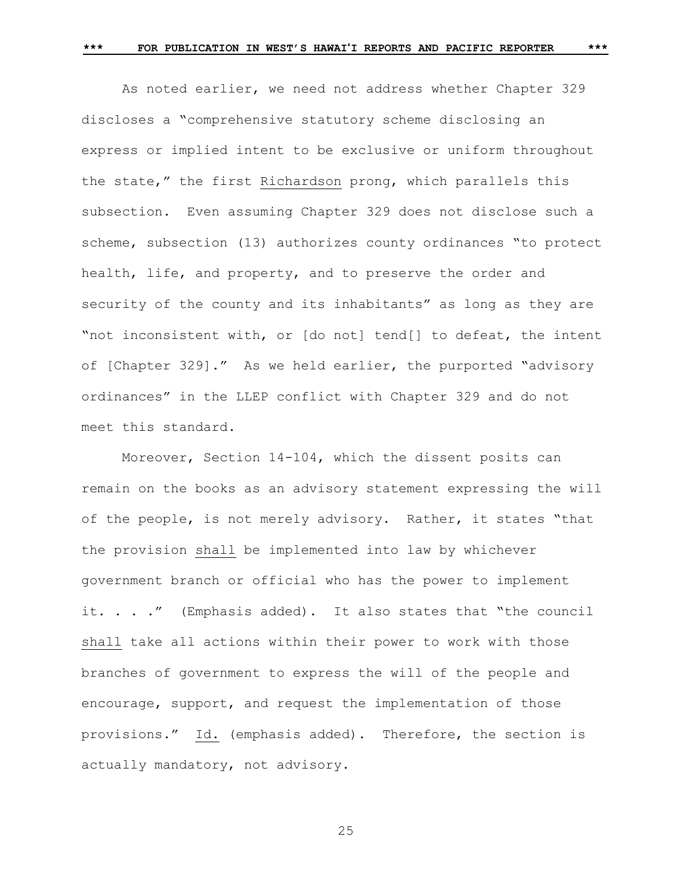As noted earlier, we need not address whether Chapter 329 discloses a "comprehensive statutory scheme disclosing an express or implied intent to be exclusive or uniform throughout the state," the first Richardson prong, which parallels this subsection. Even assuming Chapter 329 does not disclose such a scheme, subsection (13) authorizes county ordinances "to protect health, life, and property, and to preserve the order and security of the county and its inhabitants" as long as they are "not inconsistent with, or [do not] tend[] to defeat, the intent of [Chapter 329]." As we held earlier, the purported "advisory ordinances" in the LLEP conflict with Chapter 329 and do not meet this standard.

Moreover, Section 14-104, which the dissent posits can remain on the books as an advisory statement expressing the will of the people, is not merely advisory. Rather, it states "that the provision shall be implemented into law by whichever government branch or official who has the power to implement it. . . ." (Emphasis added). It also states that "the council shall take all actions within their power to work with those branches of government to express the will of the people and encourage, support, and request the implementation of those provisions." Id. (emphasis added). Therefore, the section is actually mandatory, not advisory.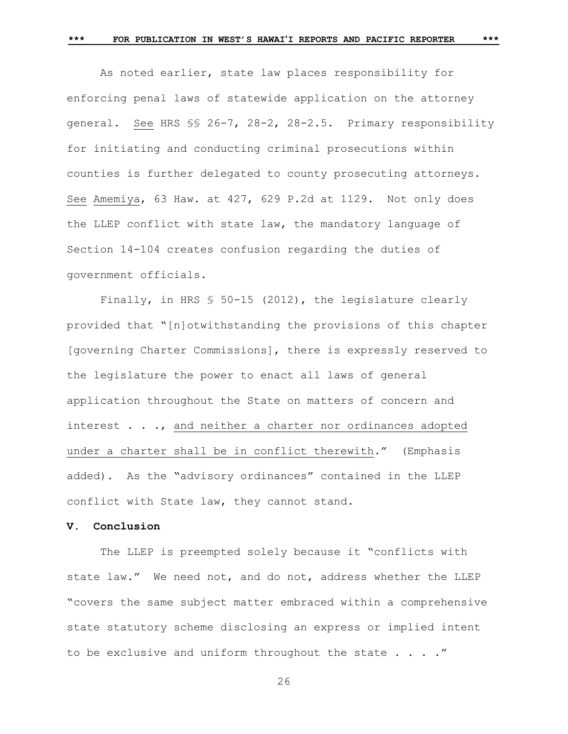As noted earlier, state law places responsibility for enforcing penal laws of statewide application on the attorney general. See HRS §§ 26-7, 28-2, 28-2.5. Primary responsibility for initiating and conducting criminal prosecutions within counties is further delegated to county prosecuting attorneys. See Amemiya, 63 Haw. at 427, 629 P.2d at 1129. Not only does the LLEP conflict with state law, the mandatory language of Section 14-104 creates confusion regarding the duties of government officials.

Finally, in HRS § 50-15 (2012), the legislature clearly provided that "[n]otwithstanding the provisions of this chapter [governing Charter Commissions], there is expressly reserved to the legislature the power to enact all laws of general application throughout the State on matters of concern and interest . . ., and neither a charter nor ordinances adopted under a charter shall be in conflict therewith." (Emphasis added). As the "advisory ordinances" contained in the LLEP conflict with State law, they cannot stand.

**V. Conclusion**

The LLEP is preempted solely because it "conflicts with state law." We need not, and do not, address whether the LLEP "covers the same subject matter embraced within a comprehensive state statutory scheme disclosing an express or implied intent to be exclusive and uniform throughout the state . . . ."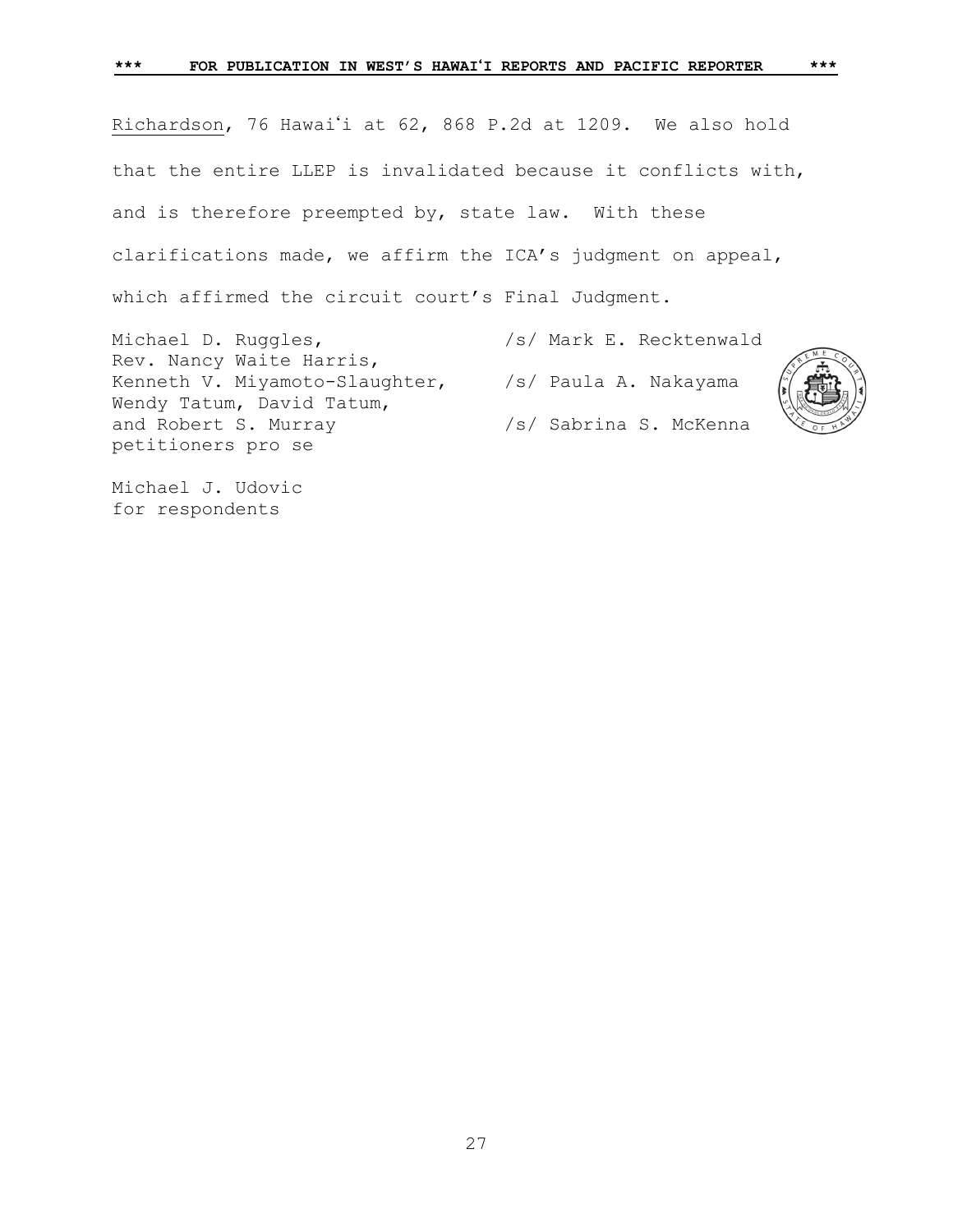Richardson, 76 Hawaiʻi at 62, 868 P.2d at 1209. We also hold that the entire LLEP is invalidated because it conflicts with, and is therefore preempted by, state law. With these clarifications made, we affirm the ICA's judgment on appeal, which affirmed the circuit court's Final Judgment.

| | |
|---|---|
| Michael D. Ruggles,<br>Rev. Nancy Waite Harris,<br>Kenneth V. Miyamoto-Slaughter,<br>Wendy Tatum, David Tatum,<br>and Robert S. Murray<br>petitioners pro se | /s/ Mark E. Recktenwald<br><br>/s/ Paula A. Nakayama<br><br>/s/ Sabrina S. McKenna |
| Michael J. Udovic<br>for respondents | |